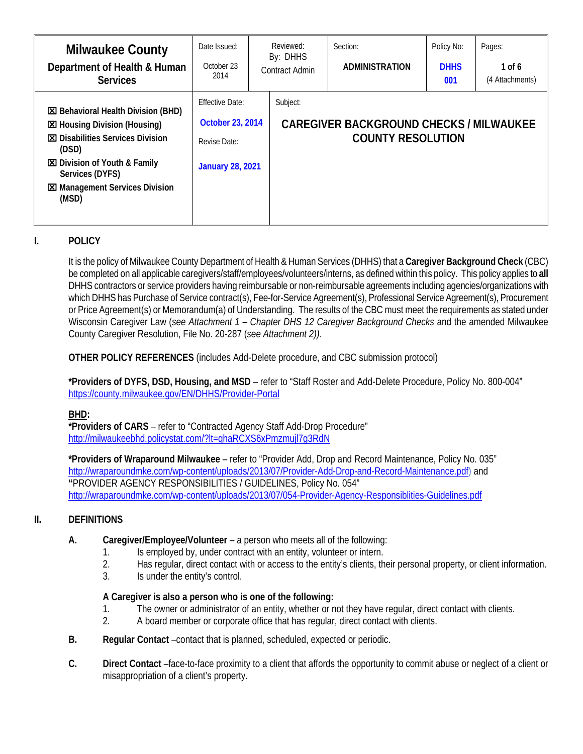| Milwaukee County<br>Department of Health & Human Services | Date Issued:<br>October 23 2014 | Reviewed:<br>By: DHHS Contract Admin | Section:<br>**ADMINISTRATION** | Policy No:<br>**DHHS 001** | Pages:<br>**1 of 6**<br>(4 Attachments) |
|---|---|---|---|---|---|
| ☒ Behavioral Health Division (BHD)<br>☒ Housing Division (Housing)<br>☒ Disabilities Services Division (DSD)<br>☒ Division of Youth & Family Services (DYFS)<br>☒ Management Services Division (MSD) | Effective Date:<br>**October 23, 2014**<br>Revise Date:<br>**January 28, 2021** | Subject:<br>**CAREGIVER BACKGROUND CHECKS / MILWAUKEE COUNTY RESOLUTION** | | | |

## I. POLICY

It is the policy of Milwaukee County Department of Health & Human Services (DHHS) that a **Caregiver Background Check** (CBC) be completed on all applicable caregivers/staff/employees/volunteers/interns, as defined within this policy. This policy applies to **all** DHHS contractors or service providers having reimbursable or non-reimbursable agreements including agencies/organizations with which DHHS has Purchase of Service contract(s), Fee-for-Service Agreement(s), Professional Service Agreement(s), Procurement or Price Agreement(s) or Memorandum(s) of Understanding. The results of the CBC must meet the requirements as stated under Wisconsin Caregiver Law (*see Attachment 1 – Chapter DHS 12 Caregiver Background Checks* and the amended Milwaukee County Caregiver Resolution, File No. 20-287 (*see Attachment 2)*).

**OTHER POLICY REFERENCES** (includes Add-Delete procedure, and CBC submission protocol)

***Providers of DYFS, DSD, Housing, and MSD** – refer to "Staff Roster and Add-Delete Procedure, Policy No. 800-004" https://county.milwaukee.gov/EN/DHHS/Provider-Portal

**BHD:**
***Providers of CARS** – refer to "Contracted Agency Staff Add-Drop Procedure" http://milwaukeebhd.policystat.com/?lt=qhaRCXS6xPmzmujl7g3RdN

***Providers of Wraparound Milwaukee** – refer to "Provider Add, Drop and Record Maintenance, Policy No. 035" http://wraparoundmke.com/wp-content/uploads/2013/07/Provider-Add-Drop-and-Record-Maintenance.pdf) and "PROVIDER AGENCY RESPONSIBILITIES / GUIDELINES, Policy No. 054" http://wraparoundmke.com/wp-content/uploads/2013/07/054-Provider-Agency-Responsiblities-Guidelines.pdf

## II. DEFINITIONS

**A. Caregiver/Employee/Volunteer** – a person who meets all of the following:
1. Is employed by, under contract with an entity, volunteer or intern.
2. Has regular, direct contact with or access to the entity's clients, their personal property, or client information.
3. Is under the entity's control.

**A Caregiver is also a person who is one of the following:**
1. The owner or administrator of an entity, whether or not they have regular, direct contact with clients.
2. A board member or corporate office that has regular, direct contact with clients.

**B. Regular Contact** –contact that is planned, scheduled, expected or periodic.

**C. Direct Contact** –face-to-face proximity to a client that affords the opportunity to commit abuse or neglect of a client or misappropriation of a client's property.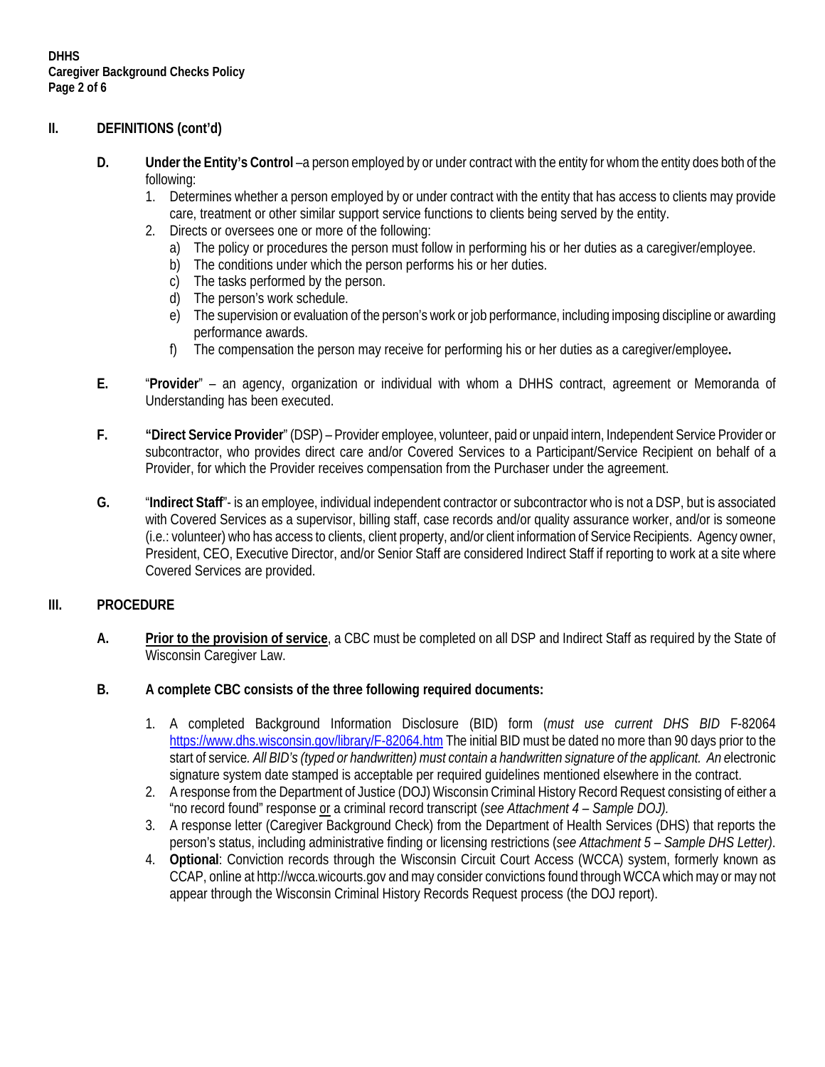## II. DEFINITIONS (cont'd)

**D.** **Under the Entity's Control** –a person employed by or under contract with the entity for whom the entity does both of the following:

1. Determines whether a person employed by or under contract with the entity that has access to clients may provide care, treatment or other similar support service functions to clients being served by the entity.
2. Directs or oversees one or more of the following:
   a) The policy or procedures the person must follow in performing his or her duties as a caregiver/employee.
   b) The conditions under which the person performs his or her duties.
   c) The tasks performed by the person.
   d) The person's work schedule.
   e) The supervision or evaluation of the person's work or job performance, including imposing discipline or awarding performance awards.
   f) The compensation the person may receive for performing his or her duties as a caregiver/employee**.**

**E.** "**Provider**" – an agency, organization or individual with whom a DHHS contract, agreement or Memoranda of Understanding has been executed.

**F.** **"Direct Service Provider**" (DSP) – Provider employee, volunteer, paid or unpaid intern, Independent Service Provider or subcontractor, who provides direct care and/or Covered Services to a Participant/Service Recipient on behalf of a Provider, for which the Provider receives compensation from the Purchaser under the agreement.

**G.** "**Indirect Staff**"- is an employee, individual independent contractor or subcontractor who is not a DSP, but is associated with Covered Services as a supervisor, billing staff, case records and/or quality assurance worker, and/or is someone (i.e.: volunteer) who has access to clients, client property, and/or client information of Service Recipients. Agency owner, President, CEO, Executive Director, and/or Senior Staff are considered Indirect Staff if reporting to work at a site where Covered Services are provided.

## III. PROCEDURE

**A.** **Prior to the provision of service**, a CBC must be completed on all DSP and Indirect Staff as required by the State of Wisconsin Caregiver Law.

**B.** **A complete CBC consists of the three following required documents:**

1. A completed Background Information Disclosure (BID) form (*must use current DHS BID* F-82064 https://www.dhs.wisconsin.gov/library/F-82064.htm The initial BID must be dated no more than 90 days prior to the start of service*. All BID's (typed or handwritten) must contain a handwritten signature of the applicant. An* electronic signature system date stamped is acceptable per required guidelines mentioned elsewhere in the contract.
2. A response from the Department of Justice (DOJ) Wisconsin Criminal History Record Request consisting of either a "no record found" response or a criminal record transcript (*see Attachment 4 – Sample DOJ).*
3. A response letter (Caregiver Background Check) from the Department of Health Services (DHS) that reports the person's status, including administrative finding or licensing restrictions (*see Attachment 5 – Sample DHS Letter)*.
4. **Optional**: Conviction records through the Wisconsin Circuit Court Access (WCCA) system, formerly known as CCAP, online at http://wcca.wicourts.gov and may consider convictions found through WCCA which may or may not appear through the Wisconsin Criminal History Records Request process (the DOJ report).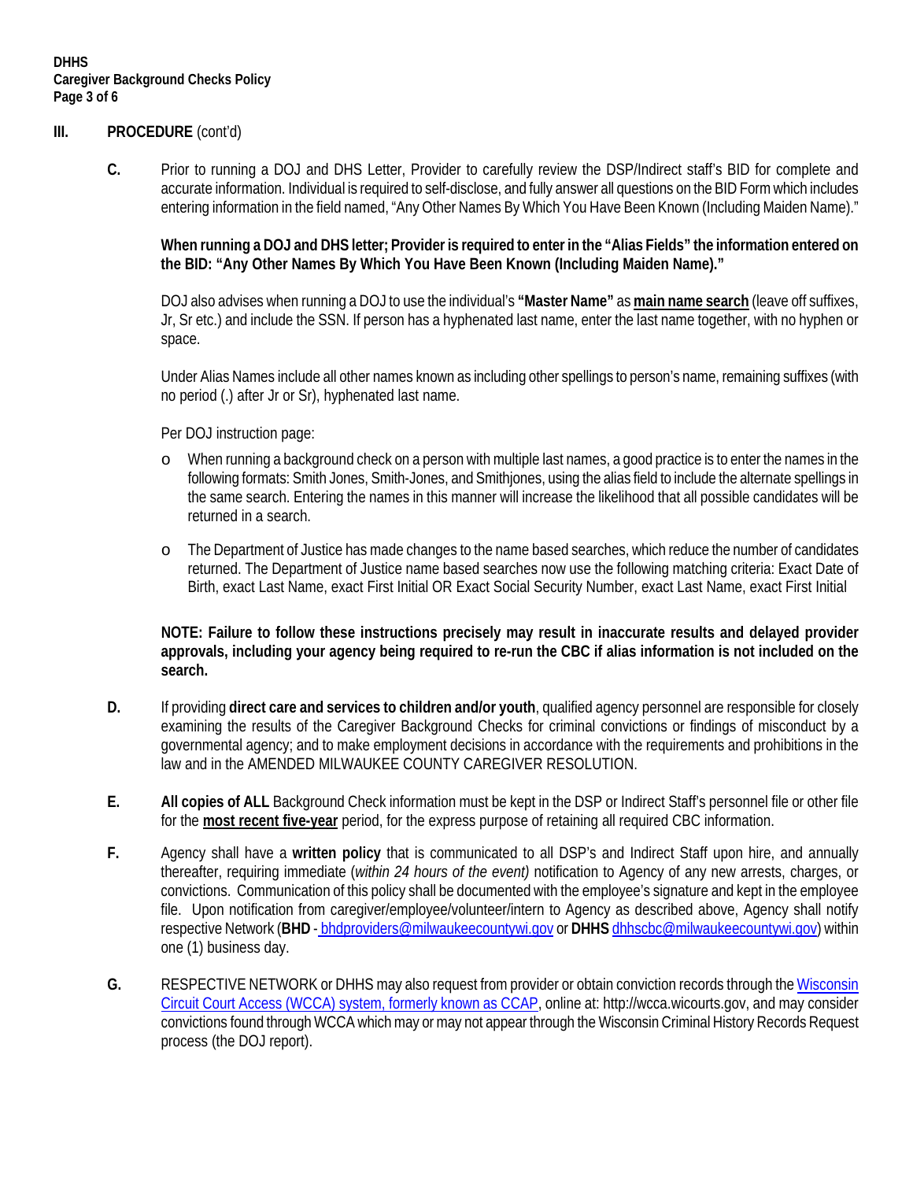## III. PROCEDURE (cont'd)

**C.** Prior to running a DOJ and DHS Letter, Provider to carefully review the DSP/Indirect staff's BID for complete and accurate information. Individual is required to self-disclose, and fully answer all questions on the BID Form which includes entering information in the field named, "Any Other Names By Which You Have Been Known (Including Maiden Name)."

**When running a DOJ and DHS letter; Provider is required to enter in the "Alias Fields" the information entered on the BID: "Any Other Names By Which You Have Been Known (Including Maiden Name)."**

DOJ also advises when running a DOJ to use the individual's **"Master Name"** as **main name search** (leave off suffixes, Jr, Sr etc.) and include the SSN. If person has a hyphenated last name, enter the last name together, with no hyphen or space.

Under Alias Names include all other names known as including other spellings to person's name, remaining suffixes (with no period (.) after Jr or Sr), hyphenated last name.

Per DOJ instruction page:

- When running a background check on a person with multiple last names, a good practice is to enter the names in the following formats: Smith Jones, Smith-Jones, and Smithjones, using the alias field to include the alternate spellings in the same search. Entering the names in this manner will increase the likelihood that all possible candidates will be returned in a search.
- The Department of Justice has made changes to the name based searches, which reduce the number of candidates returned. The Department of Justice name based searches now use the following matching criteria: Exact Date of Birth, exact Last Name, exact First Initial OR Exact Social Security Number, exact Last Name, exact First Initial

**NOTE: Failure to follow these instructions precisely may result in inaccurate results and delayed provider approvals, including your agency being required to re-run the CBC if alias information is not included on the search.**

**D.** If providing **direct care and services to children and/or youth**, qualified agency personnel are responsible for closely examining the results of the Caregiver Background Checks for criminal convictions or findings of misconduct by a governmental agency; and to make employment decisions in accordance with the requirements and prohibitions in the law and in the AMENDED MILWAUKEE COUNTY CAREGIVER RESOLUTION.

**E.** **All copies of ALL** Background Check information must be kept in the DSP or Indirect Staff's personnel file or other file for the **most recent five-year** period, for the express purpose of retaining all required CBC information.

**F.** Agency shall have a **written policy** that is communicated to all DSP's and Indirect Staff upon hire, and annually thereafter, requiring immediate (*within 24 hours of the event)* notification to Agency of any new arrests, charges, or convictions. Communication of this policy shall be documented with the employee's signature and kept in the employee file. Upon notification from caregiver/employee/volunteer/intern to Agency as described above, Agency shall notify respective Network (**BHD** - bhdproviders@milwaukeecountywi.gov or **DHHS** dhhscbc@milwaukeecountywi.gov) within one (1) business day.

**G.** RESPECTIVE NETWORK or DHHS may also request from provider or obtain conviction records through the Wisconsin Circuit Court Access (WCCA) system, formerly known as CCAP, online at: http://wcca.wicourts.gov, and may consider convictions found through WCCA which may or may not appear through the Wisconsin Criminal History Records Request process (the DOJ report).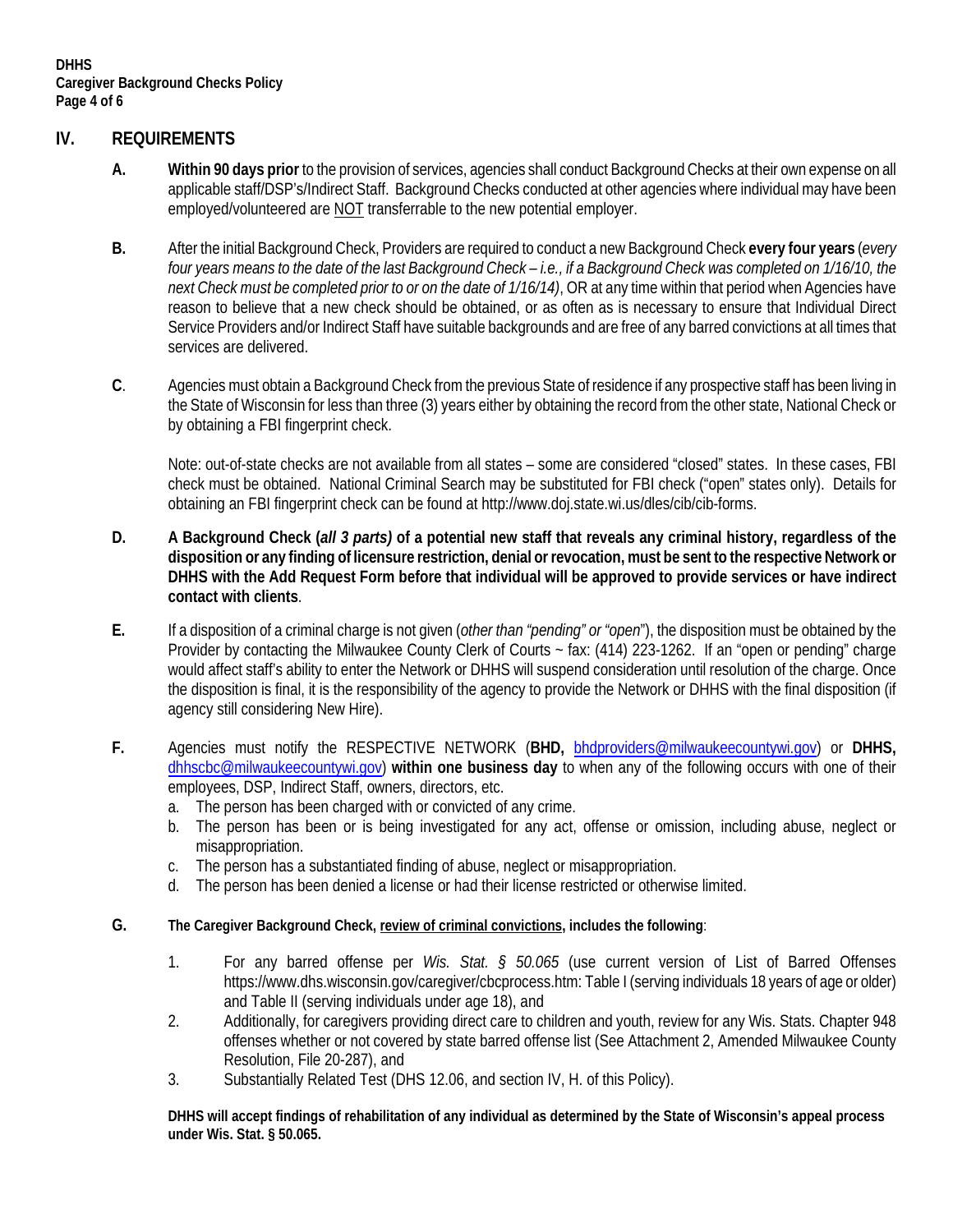## IV. REQUIREMENTS

**A.** **Within 90 days prior** to the provision of services, agencies shall conduct Background Checks at their own expense on all applicable staff/DSP's/Indirect Staff. Background Checks conducted at other agencies where individual may have been employed/volunteered are NOT transferrable to the new potential employer.

**B.** After the initial Background Check, Providers are required to conduct a new Background Check **every four years** (*every four years means to the date of the last Background Check – i.e., if a Background Check was completed on 1/16/10, the next Check must be completed prior to or on the date of 1/16/14)*, OR at any time within that period when Agencies have reason to believe that a new check should be obtained, or as often as is necessary to ensure that Individual Direct Service Providers and/or Indirect Staff have suitable backgrounds and are free of any barred convictions at all times that services are delivered.

**C**. Agencies must obtain a Background Check from the previous State of residence if any prospective staff has been living in the State of Wisconsin for less than three (3) years either by obtaining the record from the other state, National Check or by obtaining a FBI fingerprint check.

Note: out-of-state checks are not available from all states – some are considered "closed" states. In these cases, FBI check must be obtained. National Criminal Search may be substituted for FBI check ("open" states only). Details for obtaining an FBI fingerprint check can be found at http://www.doj.state.wi.us/dles/cib/cib-forms.

**D.** **A Background Check (*all 3 parts)* of a potential new staff that reveals any criminal history, regardless of the disposition or any finding of licensure restriction, denial or revocation, must be sent to the respective Network or DHHS with the Add Request Form before that individual will be approved to provide services or have indirect contact with clients**.

**E.** If a disposition of a criminal charge is not given (*other than "pending" or "open*"), the disposition must be obtained by the Provider by contacting the Milwaukee County Clerk of Courts ~ fax: (414) 223-1262. If an "open or pending" charge would affect staff's ability to enter the Network or DHHS will suspend consideration until resolution of the charge. Once the disposition is final, it is the responsibility of the agency to provide the Network or DHHS with the final disposition (if agency still considering New Hire).

**F.** Agencies must notify the RESPECTIVE NETWORK (**BHD,** bhdproviders@milwaukeecountywi.gov) or **DHHS,** dhhscbc@milwaukeecountywi.gov) **within one business day** to when any of the following occurs with one of their employees, DSP, Indirect Staff, owners, directors, etc.

a. The person has been charged with or convicted of any crime.
b. The person has been or is being investigated for any act, offense or omission, including abuse, neglect or misappropriation.
c. The person has a substantiated finding of abuse, neglect or misappropriation.
d. The person has been denied a license or had their license restricted or otherwise limited.

**G.** **The Caregiver Background Check, review of criminal convictions, includes the following**:

1. For any barred offense per *Wis. Stat. § 50.065* (use current version of List of Barred Offenses https://www.dhs.wisconsin.gov/caregiver/cbcprocess.htm: Table I (serving individuals 18 years of age or older) and Table II (serving individuals under age 18), and
2. Additionally, for caregivers providing direct care to children and youth, review for any Wis. Stats. Chapter 948 offenses whether or not covered by state barred offense list (See Attachment 2, Amended Milwaukee County Resolution, File 20-287), and
3. Substantially Related Test (DHS 12.06, and section IV, H. of this Policy).

**DHHS will accept findings of rehabilitation of any individual as determined by the State of Wisconsin's appeal process under Wis. Stat. § 50.065.**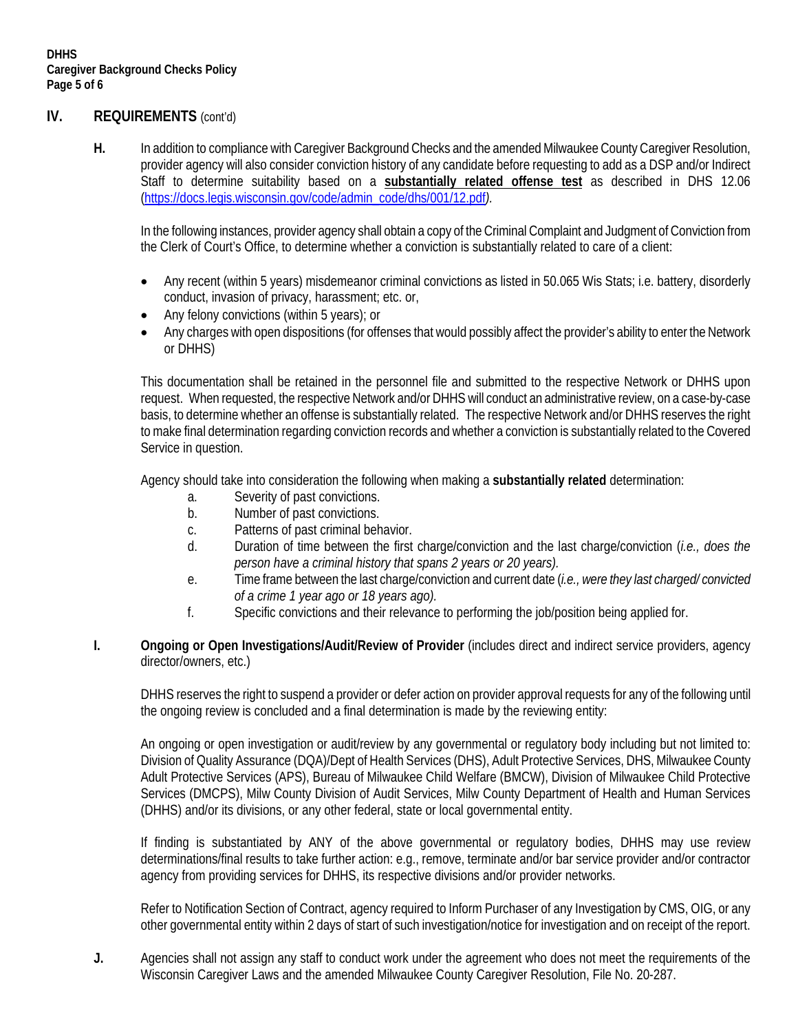## IV. REQUIREMENTS (cont'd)

**H.** In addition to compliance with Caregiver Background Checks and the amended Milwaukee County Caregiver Resolution, provider agency will also consider conviction history of any candidate before requesting to add as a DSP and/or Indirect Staff to determine suitability based on a **substantially related offense test** as described in DHS 12.06 (https://docs.legis.wisconsin.gov/code/admin_code/dhs/001/12.pdf).

In the following instances, provider agency shall obtain a copy of the Criminal Complaint and Judgment of Conviction from the Clerk of Court's Office, to determine whether a conviction is substantially related to care of a client:

- Any recent (within 5 years) misdemeanor criminal convictions as listed in 50.065 Wis Stats; i.e. battery, disorderly conduct, invasion of privacy, harassment; etc. or,
- Any felony convictions (within 5 years); or
- Any charges with open dispositions (for offenses that would possibly affect the provider's ability to enter the Network or DHHS)

This documentation shall be retained in the personnel file and submitted to the respective Network or DHHS upon request. When requested, the respective Network and/or DHHS will conduct an administrative review, on a case-by-case basis, to determine whether an offense is substantially related. The respective Network and/or DHHS reserves the right to make final determination regarding conviction records and whether a conviction is substantially related to the Covered Service in question.

Agency should take into consideration the following when making a **substantially related** determination:

a. Severity of past convictions.
b. Number of past convictions.
c. Patterns of past criminal behavior.
d. Duration of time between the first charge/conviction and the last charge/conviction (*i.e., does the person have a criminal history that spans 2 years or 20 years).*
e. Time frame between the last charge/conviction and current date (*i.e., were they last charged/ convicted of a crime 1 year ago or 18 years ago).*
f. Specific convictions and their relevance to performing the job/position being applied for.

**I. Ongoing or Open Investigations/Audit/Review of Provider** (includes direct and indirect service providers, agency director/owners, etc.)

DHHS reserves the right to suspend a provider or defer action on provider approval requests for any of the following until the ongoing review is concluded and a final determination is made by the reviewing entity:

An ongoing or open investigation or audit/review by any governmental or regulatory body including but not limited to: Division of Quality Assurance (DQA)/Dept of Health Services (DHS), Adult Protective Services, DHS, Milwaukee County Adult Protective Services (APS), Bureau of Milwaukee Child Welfare (BMCW), Division of Milwaukee Child Protective Services (DMCPS), Milw County Division of Audit Services, Milw County Department of Health and Human Services (DHHS) and/or its divisions, or any other federal, state or local governmental entity.

If finding is substantiated by ANY of the above governmental or regulatory bodies, DHHS may use review determinations/final results to take further action: e.g., remove, terminate and/or bar service provider and/or contractor agency from providing services for DHHS, its respective divisions and/or provider networks.

Refer to Notification Section of Contract, agency required to Inform Purchaser of any Investigation by CMS, OIG, or any other governmental entity within 2 days of start of such investigation/notice for investigation and on receipt of the report.

**J.** Agencies shall not assign any staff to conduct work under the agreement who does not meet the requirements of the Wisconsin Caregiver Laws and the amended Milwaukee County Caregiver Resolution, File No. 20-287.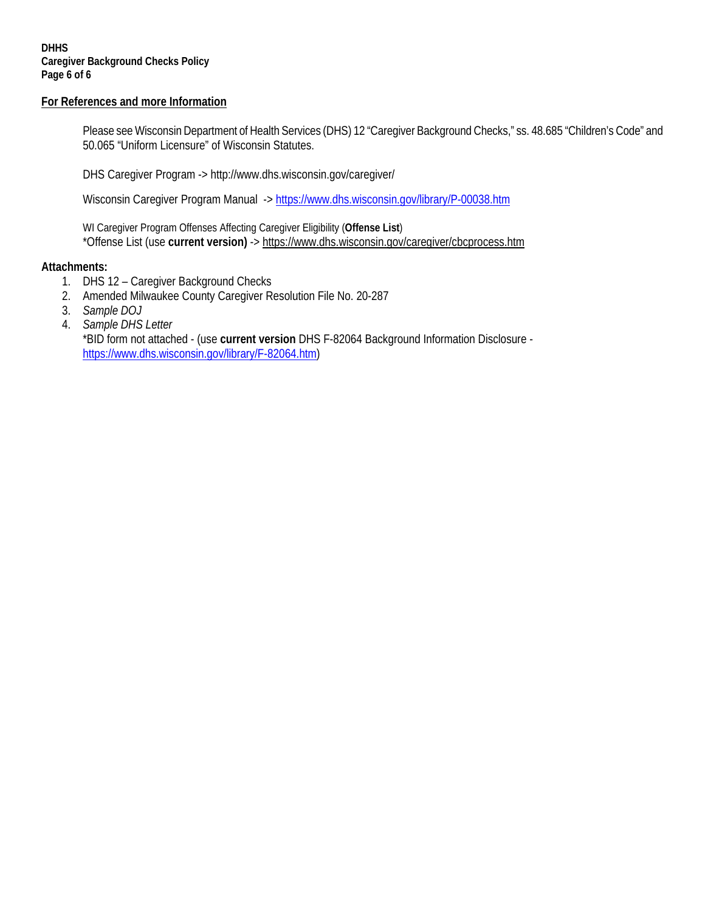## For References and more Information

Please see Wisconsin Department of Health Services (DHS) 12 "Caregiver Background Checks," ss. 48.685 "Children's Code" and 50.065 "Uniform Licensure" of Wisconsin Statutes.

DHS Caregiver Program -> http://www.dhs.wisconsin.gov/caregiver/

Wisconsin Caregiver Program Manual -> https://www.dhs.wisconsin.gov/library/P-00038.htm

WI Caregiver Program Offenses Affecting Caregiver Eligibility (**Offense List**)
*Offense List (use **current version)** -> https://www.dhs.wisconsin.gov/caregiver/cbcprocess.htm

**Attachments:**

1. DHS 12 – Caregiver Background Checks
2. Amended Milwaukee County Caregiver Resolution File No. 20-287
3. *Sample DOJ*
4. *Sample DHS Letter*
   *BID form not attached - (use **current version** DHS F-82064 Background Information Disclosure - https://www.dhs.wisconsin.gov/library/F-82064.htm)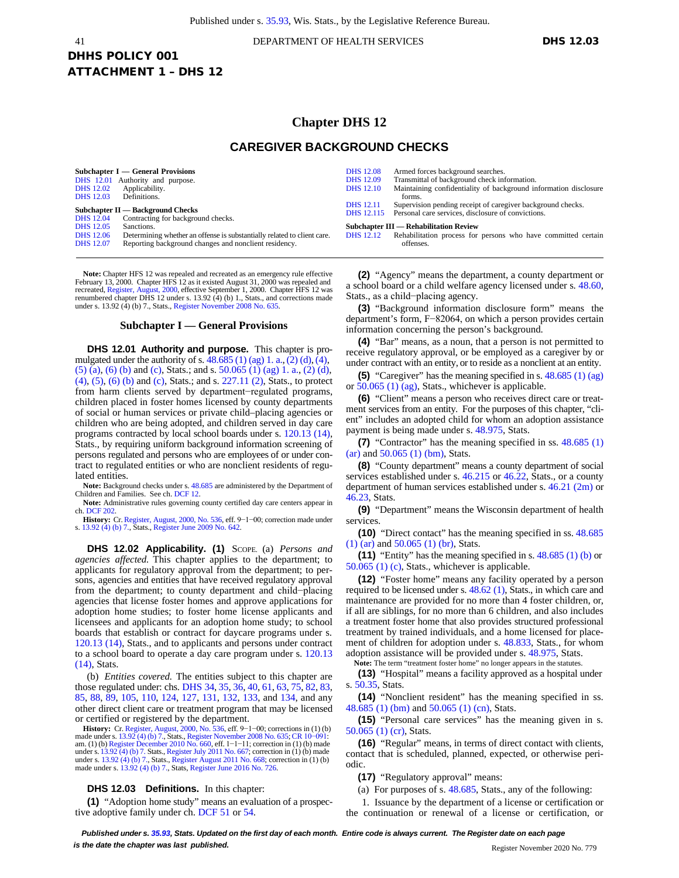DHHS POLICY 001
ATTACHMENT 1 – DHS 12

# Chapter DHS 12

## CAREGIVER BACKGROUND CHECKS

**Subchapter I — General Provisions**
DHS 12.01 Authority and purpose.
DHS 12.02 Applicability.
DHS 12.03 Definitions.

**Subchapter II — Background Checks**
DHS 12.04 Contracting for background checks.
DHS 12.05 Sanctions.
DHS 12.06 Determining whether an offense is substantially related to client care.
DHS 12.07 Reporting background changes and nonclient residency.
DHS 12.08 Armed forces background searches.
DHS 12.09 Transmittal of background check information.
DHS 12.10 Maintaining confidentiality of background information disclosure forms.
DHS 12.11 Supervision pending receipt of caregiver background checks.
DHS 12.115 Personal care services, disclosure of convictions.

**Subchapter III — Rehabilitation Review**
DHS 12.12 Rehabilitation process for persons who have committed certain offenses.

**Note:** Chapter HFS 12 was repealed and recreated as an emergency rule effective February 13, 2000. Chapter HFS 12 as it existed August 31, 2000 was repealed and recreated, Register, August, 2000, effective September 1, 2000. Chapter HFS 12 was renumbered chapter DHS 12 under s. 13.92 (4) (b) 1., Stats., and corrections made under s. 13.92 (4) (b) 7., Stats., Register November 2008 No. 635.

### Subchapter I — General Provisions

**DHS 12.01 Authority and purpose.** This chapter is promulgated under the authority of s. 48.685 (1) (ag) 1. a., (2) (d), (4), (5) (a), (6) (b) and (c), Stats.; and s. 50.065 (1) (ag) 1. a., (2) (d), (4), (5), (6) (b) and (c), Stats.; and s. 227.11 (2), Stats., to protect from harm clients served by department−regulated programs, children placed in foster homes licensed by county departments of social or human services or private child–placing agencies or children who are being adopted, and children served in day care programs contracted by local school boards under s. 120.13 (14), Stats., by requiring uniform background information screening of persons regulated and persons who are employees of or under contract to regulated entities or who are nonclient residents of regulated entities.

**Note:** Background checks under s. 48.685 are administered by the Department of Children and Families. See ch. DCF 12.

**Note:** Administrative rules governing county certified day care centers appear in ch. DCF 202.

**History:** Cr. Register, August, 2000, No. 536, eff. 9−1−00; correction made under s. 13.92 (4) (b) 7., Stats., Register June 2009 No. 642.

**DHS 12.02 Applicability. (1)** SCOPE. (a) *Persons and agencies affected.* This chapter applies to the department; to applicants for regulatory approval from the department; to persons, agencies and entities that have received regulatory approval from the department; to county department and child−placing agencies that license foster homes and approve applications for adoption home studies; to foster home license applicants and licensees and applicants for an adoption home study; to school boards that establish or contract for daycare programs under s. 120.13 (14), Stats., and to applicants and persons under contract to a school board to operate a day care program under s. 120.13 (14), Stats.

(b) *Entities covered.* The entities subject to this chapter are those regulated under: chs. DHS 34, 35, 36, 40, 61, 63, 75, 82, 83, 85, 88, 89, 105, 110, 124, 127, 131, 132, 133, and 134, and any other direct client care or treatment program that may be licensed or certified or registered by the department.

**History:** Cr. Register, August, 2000, No. 536, eff. 9−1−00; corrections in (1) (b) made under s. 13.92 (4) (b) 7., Stats., Register November 2008 No. 635; CR 10−091: am. (1) (b) Register December 2010 No. 660, eff. 1−1−11; correction in (1) (b) made under s. 13.92 (4) (b) 7. Stats., Register July 2011 No. 667; correction in (1) (b) made under s. 13.92 (4) (b) 7., Stats., Register August 2011 No. 668; correction in (1) (b) made under s. 13.92 (4) (b) 7., Stats, Register June 2016 No. 726.

**DHS 12.03 Definitions.** In this chapter:

**(1)** "Adoption home study" means an evaluation of a prospective adoptive family under ch. DCF 51 or 54.

**(2)** "Agency" means the department, a county department or a school board or a child welfare agency licensed under s. 48.60, Stats., as a child−placing agency.

**(3)** "Background information disclosure form" means the department's form, F−82064, on which a person provides certain information concerning the person's background.

**(4)** "Bar" means, as a noun, that a person is not permitted to receive regulatory approval, or be employed as a caregiver by or under contract with an entity, or to reside as a nonclient at an entity.

**(5)** "Caregiver" has the meaning specified in s. 48.685 (1) (ag) or 50.065 (1) (ag), Stats., whichever is applicable.

**(6)** "Client" means a person who receives direct care or treatment services from an entity. For the purposes of this chapter, "client" includes an adopted child for whom an adoption assistance payment is being made under s. 48.975, Stats.

**(7)** "Contractor" has the meaning specified in ss. 48.685 (1) (ar) and 50.065 (1) (bm), Stats.

**(8)** "County department" means a county department of social services established under s. 46.215 or 46.22, Stats., or a county department of human services established under s. 46.21 (2m) or 46.23, Stats.

**(9)** "Department" means the Wisconsin department of health services.

**(10)** "Direct contact" has the meaning specified in ss. 48.685 (1) (ar) and 50.065 (1) (br), Stats.

**(11)** "Entity" has the meaning specified in s. 48.685 (1) (b) or 50.065 (1) (c), Stats., whichever is applicable.

**(12)** "Foster home" means any facility operated by a person required to be licensed under s. 48.62 (1), Stats., in which care and maintenance are provided for no more than 4 foster children, or, if all are siblings, for no more than 6 children, and also includes a treatment foster home that also provides structured professional treatment by trained individuals, and a home licensed for placement of children for adoption under s. 48.833, Stats., for whom adoption assistance will be provided under s. 48.975, Stats.

**Note:** The term "treatment foster home" no longer appears in the statutes.

**(13)** "Hospital" means a facility approved as a hospital under s. 50.35, Stats.

**(14)** "Nonclient resident" has the meaning specified in ss. 48.685 (1) (bm) and 50.065 (1) (cn), Stats.

**(15)** "Personal care services" has the meaning given in s. 50.065 (1) (cr), Stats.

**(16)** "Regular" means, in terms of direct contact with clients, contact that is scheduled, planned, expected, or otherwise periodic.

**(17)** "Regulatory approval" means:

(a) For purposes of s. 48.685, Stats., any of the following:

1. Issuance by the department of a license or certification or the continuation or renewal of a license or certification, or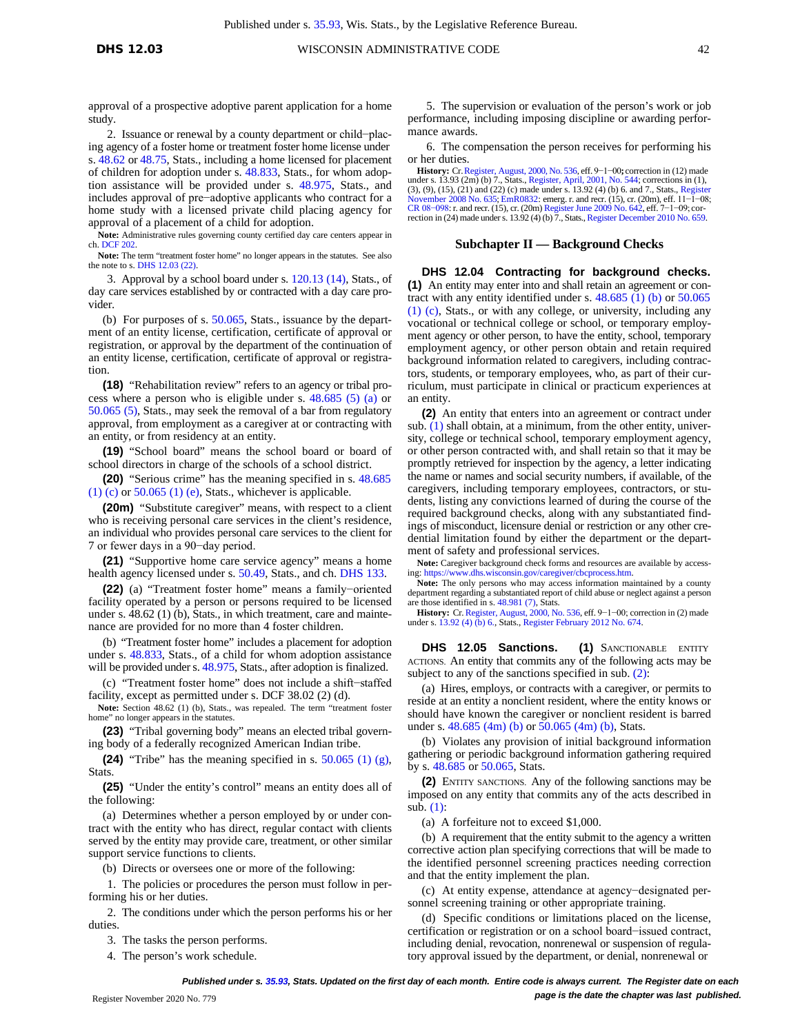approval of a prospective adoptive parent application for a home study.

2. Issuance or renewal by a county department or child−placing agency of a foster home or treatment foster home license under s. 48.62 or 48.75, Stats., including a home licensed for placement of children for adoption under s. 48.833, Stats., for whom adoption assistance will be provided under s. 48.975, Stats., and includes approval of pre−adoptive applicants who contract for a home study with a licensed private child placing agency for approval of a placement of a child for adoption.

**Note:** Administrative rules governing county certified day care centers appear in ch. DCF 202.

**Note:** The term "treatment foster home" no longer appears in the statutes. See also the note to s. DHS 12.03 (22).

3. Approval by a school board under s. 120.13 (14), Stats., of day care services established by or contracted with a day care provider.

(b) For purposes of s. 50.065, Stats., issuance by the department of an entity license, certification, certificate of approval or registration, or approval by the department of the continuation of an entity license, certification, certificate of approval or registration.

**(18)** "Rehabilitation review" refers to an agency or tribal process where a person who is eligible under s. 48.685 (5) (a) or 50.065 (5), Stats., may seek the removal of a bar from regulatory approval, from employment as a caregiver at or contracting with an entity, or from residency at an entity.

**(19)** "School board" means the school board or board of school directors in charge of the schools of a school district.

**(20)** "Serious crime" has the meaning specified in s. 48.685 (1) (c) or 50.065 (1) (e), Stats., whichever is applicable.

**(20m)** "Substitute caregiver" means, with respect to a client who is receiving personal care services in the client's residence, an individual who provides personal care services to the client for 7 or fewer days in a 90−day period.

**(21)** "Supportive home care service agency" means a home health agency licensed under s. 50.49, Stats., and ch. DHS 133.

**(22)** (a) "Treatment foster home" means a family−oriented facility operated by a person or persons required to be licensed under s. 48.62 (1) (b), Stats., in which treatment, care and maintenance are provided for no more than 4 foster children.

(b) "Treatment foster home" includes a placement for adoption under s. 48.833, Stats., of a child for whom adoption assistance will be provided under s. 48.975, Stats., after adoption is finalized.

(c) "Treatment foster home" does not include a shift−staffed facility, except as permitted under s. DCF 38.02 (2) (d).

**Note:** Section 48.62 (1) (b), Stats., was repealed. The term "treatment foster home" no longer appears in the statutes.

**(23)** "Tribal governing body" means an elected tribal governing body of a federally recognized American Indian tribe.

**(24)** "Tribe" has the meaning specified in s. 50.065 (1) (g), Stats.

**(25)** "Under the entity's control" means an entity does all of the following:

(a) Determines whether a person employed by or under contract with the entity who has direct, regular contact with clients served by the entity may provide care, treatment, or other similar support service functions to clients.

(b) Directs or oversees one or more of the following:

1. The policies or procedures the person must follow in performing his or her duties.

2. The conditions under which the person performs his or her duties.

3. The tasks the person performs.

4. The person's work schedule.

5. The supervision or evaluation of the person's work or job performance, including imposing discipline or awarding performance awards.

6. The compensation the person receives for performing his or her duties.

**History:** Cr. Register, August, 2000, No. 536, eff. 9−1−00**;** correction in (12) made under s. 13.93 (2m) (b) 7., Stats., Register, April, 2001, No. 544; corrections in (1), (3), (9), (15), (21) and (22) (c) made under s. 13.92 (4) (b) 6. and 7., Stats., Register November 2008 No. 635; EmR0832: emerg. r. and recr. (15), cr. (20m), eff. 11−1−08; CR 08−098: r. and recr. (15), cr. (20m) Register June 2009 No. 642, eff. 7−1−09; correction in (24) made under s. 13.92 (4) (b) 7., Stats., Register December 2010 No. 659.

## Subchapter II — Background Checks

**DHS 12.04 Contracting for background checks.** **(1)** An entity may enter into and shall retain an agreement or contract with any entity identified under s. 48.685 (1) (b) or 50.065 (1) (c), Stats., or with any college, or university, including any vocational or technical college or school, or temporary employment agency or other person, to have the entity, school, temporary employment agency, or other person obtain and retain required background information related to caregivers, including contractors, students, or temporary employees, who, as part of their curriculum, must participate in clinical or practicum experiences at an entity.

**(2)** An entity that enters into an agreement or contract under sub. (1) shall obtain, at a minimum, from the other entity, university, college or technical school, temporary employment agency, or other person contracted with, and shall retain so that it may be promptly retrieved for inspection by the agency, a letter indicating the name or names and social security numbers, if available, of the caregivers, including temporary employees, contractors, or students, listing any convictions learned of during the course of the required background checks, along with any substantiated findings of misconduct, licensure denial or restriction or any other credential limitation found by either the department or the department of safety and professional services.

**Note:** Caregiver background check forms and resources are available by accessing: https://www.dhs.wisconsin.gov/caregiver/cbcprocess.htm.

**Note:** The only persons who may access information maintained by a county department regarding a substantiated report of child abuse or neglect against a person are those identified in s. 48.981 (7), Stats.

**History:** Cr. Register, August, 2000, No. 536, eff. 9−1−00; correction in (2) made under s. 13.92 (4) (b) 6., Stats., Register February 2012 No. 674.

**DHS 12.05 Sanctions.** **(1)** SANCTIONABLE ENTITY ACTIONS. An entity that commits any of the following acts may be subject to any of the sanctions specified in sub. (2):

(a) Hires, employs, or contracts with a caregiver, or permits to reside at an entity a nonclient resident, where the entity knows or should have known the caregiver or nonclient resident is barred under s. 48.685 (4m) (b) or 50.065 (4m) (b), Stats.

(b) Violates any provision of initial background information gathering or periodic background information gathering required by s. 48.685 or 50.065, Stats.

**(2)** ENTITY SANCTIONS. Any of the following sanctions may be imposed on any entity that commits any of the acts described in sub. (1):

(a) A forfeiture not to exceed $1,000.

(b) A requirement that the entity submit to the agency a written corrective action plan specifying corrections that will be made to the identified personnel screening practices needing correction and that the entity implement the plan.

(c) At entity expense, attendance at agency−designated personnel screening training or other appropriate training.

(d) Specific conditions or limitations placed on the license, certification or registration or on a school board−issued contract, including denial, revocation, nonrenewal or suspension of regulatory approval issued by the department, or denial, nonrenewal or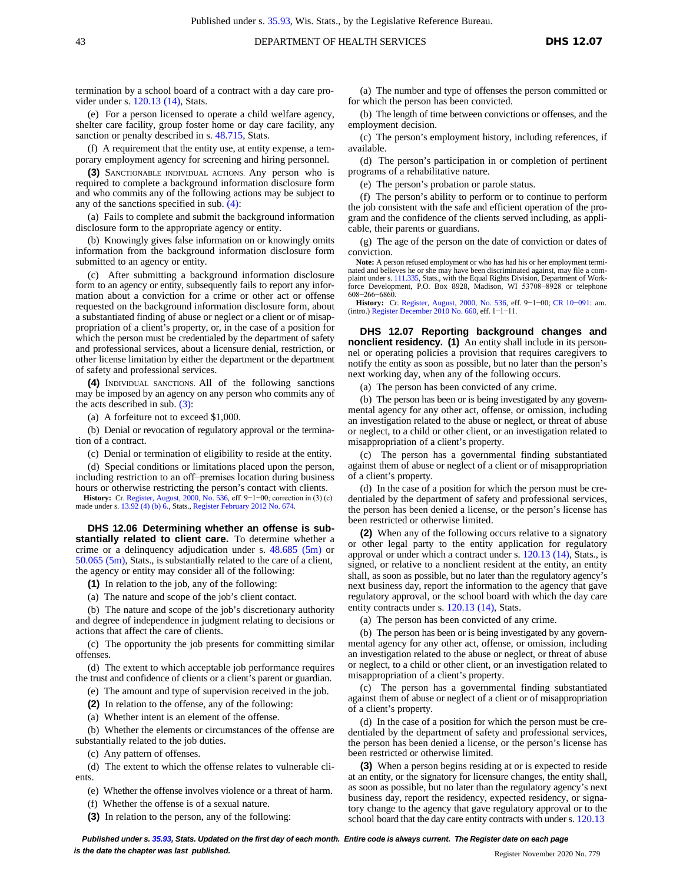termination by a school board of a contract with a day care provider under s. 120.13 (14), Stats.

(e) For a person licensed to operate a child welfare agency, shelter care facility, group foster home or day care facility, any sanction or penalty described in s. 48.715, Stats.

(f) A requirement that the entity use, at entity expense, a temporary employment agency for screening and hiring personnel.

**(3)** SANCTIONABLE INDIVIDUAL ACTIONS. Any person who is required to complete a background information disclosure form and who commits any of the following actions may be subject to any of the sanctions specified in sub. (4):

(a) Fails to complete and submit the background information disclosure form to the appropriate agency or entity.

(b) Knowingly gives false information on or knowingly omits information from the background information disclosure form submitted to an agency or entity.

(c) After submitting a background information disclosure form to an agency or entity, subsequently fails to report any information about a conviction for a crime or other act or offense requested on the background information disclosure form, about a substantiated finding of abuse or neglect or a client or of misappropriation of a client's property, or, in the case of a position for which the person must be credentialed by the department of safety and professional services, about a licensure denial, restriction, or other license limitation by either the department or the department of safety and professional services.

**(4)** INDIVIDUAL SANCTIONS. All of the following sanctions may be imposed by an agency on any person who commits any of the acts described in sub. (3):

(a) A forfeiture not to exceed $1,000.

(b) Denial or revocation of regulatory approval or the termination of a contract.

(c) Denial or termination of eligibility to reside at the entity.

(d) Special conditions or limitations placed upon the person, including restriction to an off-premises location during business hours or otherwise restricting the person's contact with clients.

**History:** Cr. Register, August, 2000, No. 536, eff. 9-1-00; correction in (3) (c) made under s. 13.92 (4) (b) 6., Stats., Register February 2012 No. 674.

**DHS 12.06 Determining whether an offense is substantially related to client care.** To determine whether a crime or a delinquency adjudication under s. 48.685 (5m) or 50.065 (5m), Stats., is substantially related to the care of a client, the agency or entity may consider all of the following:

**(1)** In relation to the job, any of the following:

(a) The nature and scope of the job's client contact.

(b) The nature and scope of the job's discretionary authority and degree of independence in judgment relating to decisions or actions that affect the care of clients.

(c) The opportunity the job presents for committing similar offenses.

(d) The extent to which acceptable job performance requires the trust and confidence of clients or a client's parent or guardian.

(e) The amount and type of supervision received in the job.

**(2)** In relation to the offense, any of the following:

(a) Whether intent is an element of the offense.

(b) Whether the elements or circumstances of the offense are substantially related to the job duties.

(c) Any pattern of offenses.

(d) The extent to which the offense relates to vulnerable clients.

(e) Whether the offense involves violence or a threat of harm.

(f) Whether the offense is of a sexual nature.

**(3)** In relation to the person, any of the following:

(a) The number and type of offenses the person committed or for which the person has been convicted.

(b) The length of time between convictions or offenses, and the employment decision.

(c) The person's employment history, including references, if available.

(d) The person's participation in or completion of pertinent programs of a rehabilitative nature.

(e) The person's probation or parole status.

(f) The person's ability to perform or to continue to perform the job consistent with the safe and efficient operation of the program and the confidence of the clients served including, as applicable, their parents or guardians.

(g) The age of the person on the date of conviction or dates of conviction.

**Note:** A person refused employment or who has had his or her employment terminated and believes he or she may have been discriminated against, may file a complaint under s. 111.335, Stats., with the Equal Rights Division, Department of Workforce Development, P.O. Box 8928, Madison, WI 53708-8928 or telephone 608-266-6860.

**History:** Cr. Register, August, 2000, No. 536, eff. 9-1-00; CR 10-091: am. (intro.) Register December 2010 No. 660, eff. 1-1-11.

**DHS 12.07 Reporting background changes and nonclient residency. (1)** An entity shall include in its personnel or operating policies a provision that requires caregivers to notify the entity as soon as possible, but no later than the person's next working day, when any of the following occurs.

(a) The person has been convicted of any crime.

(b) The person has been or is being investigated by any governmental agency for any other act, offense, or omission, including an investigation related to the abuse or neglect, or threat of abuse or neglect, to a child or other client, or an investigation related to misappropriation of a client's property.

(c) The person has a governmental finding substantiated against them of abuse or neglect of a client or of misappropriation of a client's property.

(d) In the case of a position for which the person must be credentialed by the department of safety and professional services, the person has been denied a license, or the person's license has been restricted or otherwise limited.

**(2)** When any of the following occurs relative to a signatory or other legal party to the entity application for regulatory approval or under which a contract under s. 120.13 (14), Stats., is signed, or relative to a nonclient resident at the entity, an entity shall, as soon as possible, but no later than the regulatory agency's next business day, report the information to the agency that gave regulatory approval, or the school board with which the day care entity contracts under s. 120.13 (14), Stats.

(a) The person has been convicted of any crime.

(b) The person has been or is being investigated by any governmental agency for any other act, offense, or omission, including an investigation related to the abuse or neglect, or threat of abuse or neglect, to a child or other client, or an investigation related to misappropriation of a client's property.

(c) The person has a governmental finding substantiated against them of abuse or neglect of a client or of misappropriation of a client's property.

(d) In the case of a position for which the person must be credentialed by the department of safety and professional services, the person has been denied a license, or the person's license has been restricted or otherwise limited.

**(3)** When a person begins residing at or is expected to reside at an entity, or the signatory for licensure changes, the entity shall, as soon as possible, but no later than the regulatory agency's next business day, report the residency, expected residency, or signatory change to the agency that gave regulatory approval or to the school board that the day care entity contracts with under s. 120.13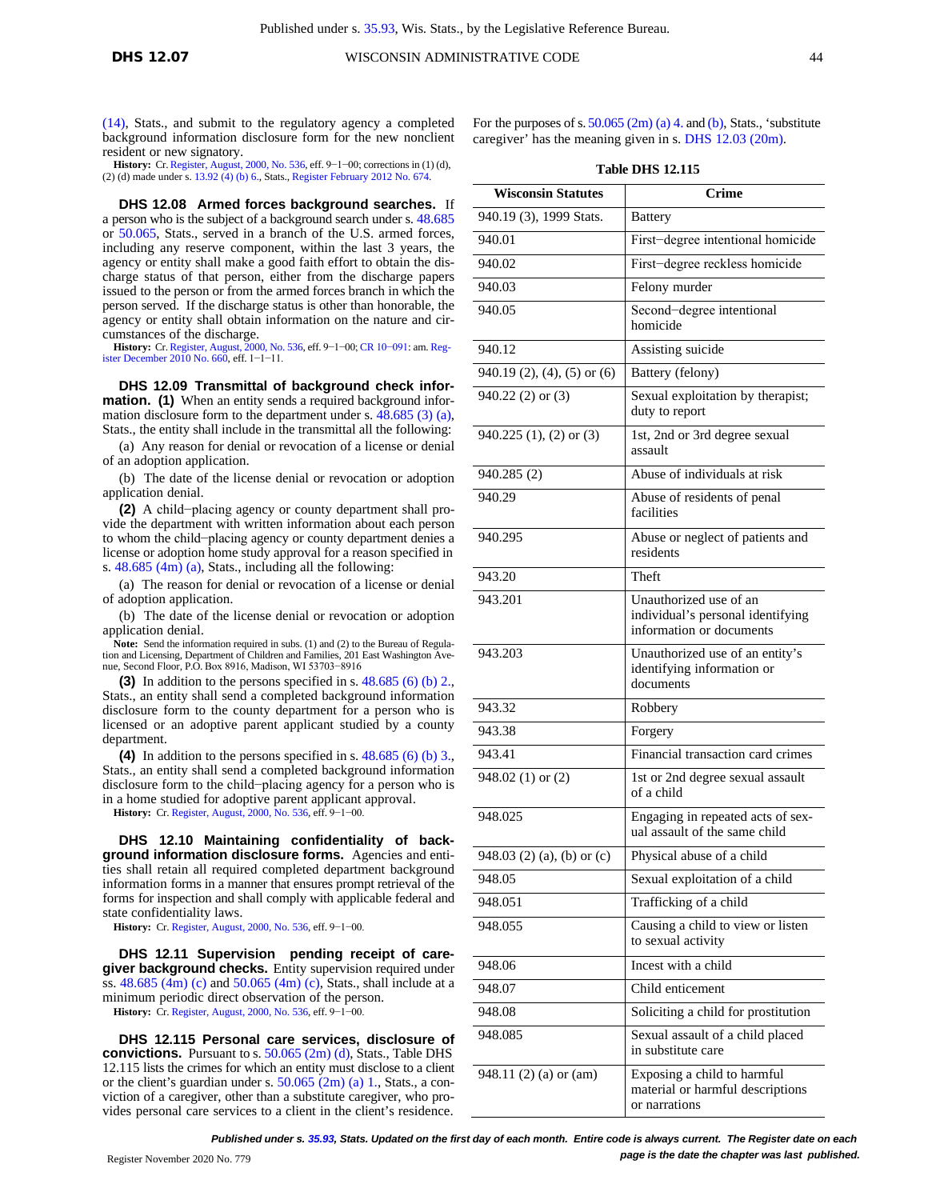(14), Stats., and submit to the regulatory agency a completed background information disclosure form for the new nonclient resident or new signatory.

**History:** Cr. Register, August, 2000, No. 536, eff. 9−1−00; corrections in (1) (d), (2) (d) made under s. 13.92 (4) (b) 6., Stats., Register February 2012 No. 674.

**DHS 12.08 Armed forces background searches.** If a person who is the subject of a background search under s. 48.685 or 50.065, Stats., served in a branch of the U.S. armed forces, including any reserve component, within the last 3 years, the agency or entity shall make a good faith effort to obtain the discharge status of that person, either from the discharge papers issued to the person or from the armed forces branch in which the person served. If the discharge status is other than honorable, the agency or entity shall obtain information on the nature and circumstances of the discharge.

**History:** Cr. Register, August, 2000, No. 536, eff. 9−1−00; CR 10−091: am. Register December 2010 No. 660, eff. 1−1−11.

**DHS 12.09 Transmittal of background check information. (1)** When an entity sends a required background information disclosure form to the department under s. 48.685 (3) (a), Stats., the entity shall include in the transmittal all the following:

(a) Any reason for denial or revocation of a license or denial of an adoption application.

(b) The date of the license denial or revocation or adoption application denial.

**(2)** A child−placing agency or county department shall provide the department with written information about each person to whom the child−placing agency or county department denies a license or adoption home study approval for a reason specified in s. 48.685 (4m) (a), Stats., including all the following:

(a) The reason for denial or revocation of a license or denial of adoption application.

(b) The date of the license denial or revocation or adoption application denial.

**Note:** Send the information required in subs. (1) and (2) to the Bureau of Regulation and Licensing, Department of Children and Families, 201 East Washington Avenue, Second Floor, P.O. Box 8916, Madison, WI 53703−8916

**(3)** In addition to the persons specified in s. 48.685 (6) (b) 2., Stats., an entity shall send a completed background information disclosure form to the county department for a person who is licensed or an adoptive parent applicant studied by a county department.

**(4)** In addition to the persons specified in s. 48.685 (6) (b) 3., Stats., an entity shall send a completed background information disclosure form to the child−placing agency for a person who is in a home studied for adoptive parent applicant approval.

**History:** Cr. Register, August, 2000, No. 536, eff. 9−1−00.

**DHS 12.10 Maintaining confidentiality of background information disclosure forms.** Agencies and entities shall retain all required completed department background information forms in a manner that ensures prompt retrieval of the forms for inspection and shall comply with applicable federal and state confidentiality laws.

**History:** Cr. Register, August, 2000, No. 536, eff. 9−1−00.

**DHS 12.11 Supervision pending receipt of caregiver background checks.** Entity supervision required under ss. 48.685 (4m) (c) and 50.065 (4m) (c), Stats., shall include at a minimum periodic direct observation of the person.

**History:** Cr. Register, August, 2000, No. 536, eff. 9−1−00.

**DHS 12.115 Personal care services, disclosure of convictions.** Pursuant to s. 50.065 (2m) (d), Stats., Table DHS 12.115 lists the crimes for which an entity must disclose to a client or the client's guardian under s. 50.065 (2m) (a) 1., Stats., a conviction of a caregiver, other than a substitute caregiver, who provides personal care services to a client in the client's residence. For the purposes of s. 50.065 (2m) (a) 4. and (b), Stats., 'substitute caregiver' has the meaning given in s. DHS 12.03 (20m).

**Table DHS 12.115**

| Wisconsin Statutes | Crime |
|---|---|
| 940.19 (3), 1999 Stats. | Battery |
| 940.01 | First−degree intentional homicide |
| 940.02 | First−degree reckless homicide |
| 940.03 | Felony murder |
| 940.05 | Second−degree intentional homicide |
| 940.12 | Assisting suicide |
| 940.19 (2), (4), (5) or (6) | Battery (felony) |
| 940.22 (2) or (3) | Sexual exploitation by therapist; duty to report |
| 940.225 (1), (2) or (3) | 1st, 2nd or 3rd degree sexual assault |
| 940.285 (2) | Abuse of individuals at risk |
| 940.29 | Abuse of residents of penal facilities |
| 940.295 | Abuse or neglect of patients and residents |
| 943.20 | Theft |
| 943.201 | Unauthorized use of an individual's personal identifying information or documents |
| 943.203 | Unauthorized use of an entity's identifying information or documents |
| 943.32 | Robbery |
| 943.38 | Forgery |
| 943.41 | Financial transaction card crimes |
| 948.02 (1) or (2) | 1st or 2nd degree sexual assault of a child |
| 948.025 | Engaging in repeated acts of sexual assault of the same child |
| 948.03 (2) (a), (b) or (c) | Physical abuse of a child |
| 948.05 | Sexual exploitation of a child |
| 948.051 | Trafficking of a child |
| 948.055 | Causing a child to view or listen to sexual activity |
| 948.06 | Incest with a child |
| 948.07 | Child enticement |
| 948.08 | Soliciting a child for prostitution |
| 948.085 | Sexual assault of a child placed in substitute care |
| 948.11 (2) (a) or (am) | Exposing a child to harmful material or harmful descriptions or narrations |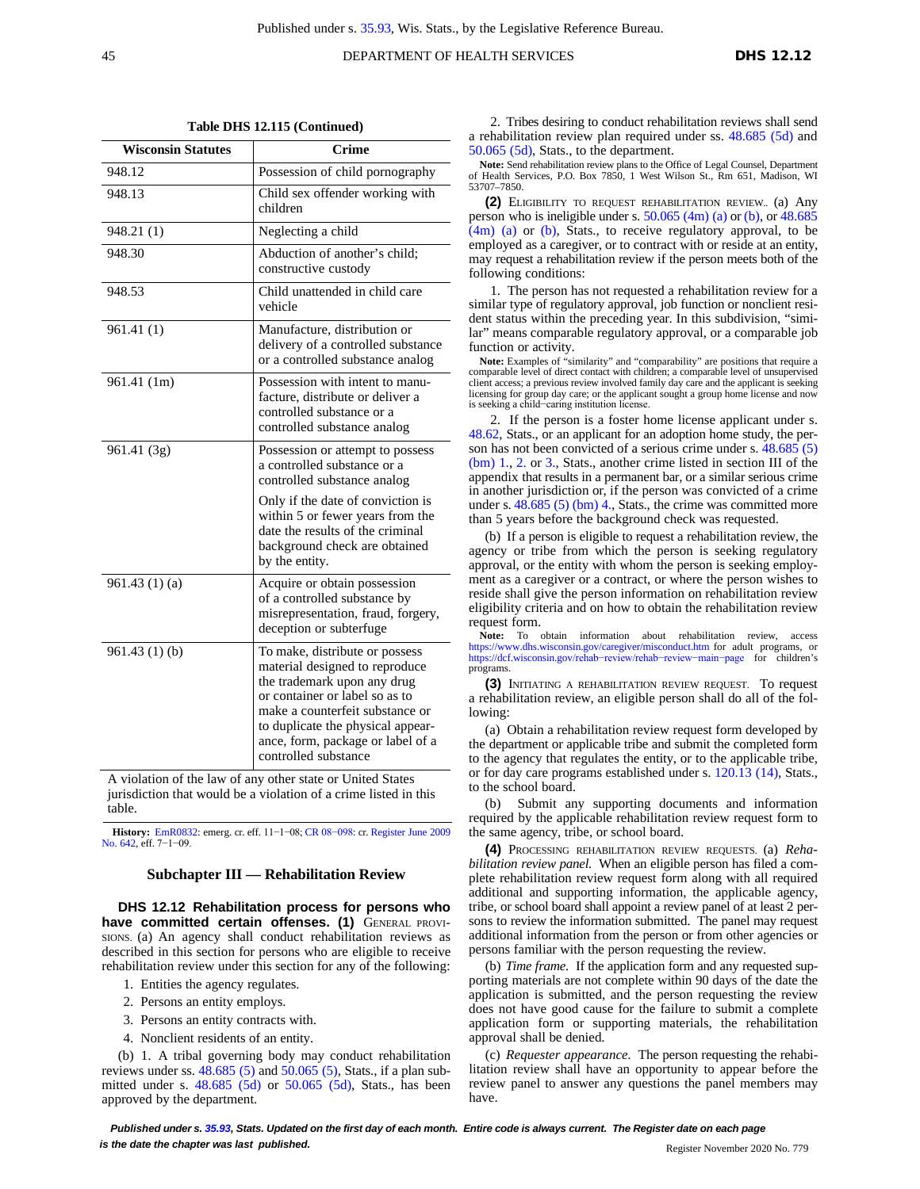**Table DHS 12.115 (Continued)**

| Wisconsin Statutes | Crime |
|---|---|
| 948.12 | Possession of child pornography |
| 948.13 | Child sex offender working with children |
| 948.21 (1) | Neglecting a child |
| 948.30 | Abduction of another's child; constructive custody |
| 948.53 | Child unattended in child care vehicle |
| 961.41 (1) | Manufacture, distribution or delivery of a controlled substance or a controlled substance analog |
| 961.41 (1m) | Possession with intent to manufacture, distribute or deliver a controlled substance or a controlled substance analog |
| 961.41 (3g) | Possession or attempt to possess a controlled substance or a controlled substance analog<br>Only if the date of conviction is within 5 or fewer years from the date the results of the criminal background check are obtained by the entity. |
| 961.43 (1) (a) | Acquire or obtain possession of a controlled substance by misrepresentation, fraud, forgery, deception or subterfuge |
| 961.43 (1) (b) | To make, distribute or possess material designed to reproduce the trademark upon any drug or container or label so as to make a counterfeit substance or to duplicate the physical appearance, form, package or label of a controlled substance |
| A violation of the law of any other state or United States jurisdiction that would be a violation of a crime listed in this table. | |

**History:** EmR0832: emerg. cr. eff. 11−1−08; CR 08−098: cr. Register June 2009 No. 642, eff. 7−1−09.

## Subchapter III — Rehabilitation Review

**DHS 12.12 Rehabilitation process for persons who have committed certain offenses. (1)** GENERAL PROVISIONS. (a) An agency shall conduct rehabilitation reviews as described in this section for persons who are eligible to receive rehabilitation review under this section for any of the following:

1. Entities the agency regulates.
2. Persons an entity employs.
3. Persons an entity contracts with.
4. Nonclient residents of an entity.

(b) 1. A tribal governing body may conduct rehabilitation reviews under ss. 48.685 (5) and 50.065 (5), Stats., if a plan submitted under s. 48.685 (5d) or 50.065 (5d), Stats., has been approved by the department.

2. Tribes desiring to conduct rehabilitation reviews shall send a rehabilitation review plan required under ss. 48.685 (5d) and 50.065 (5d), Stats., to the department.

**Note:** Send rehabilitation review plans to the Office of Legal Counsel, Department of Health Services, P.O. Box 7850, 1 West Wilson St., Rm 651, Madison, WI 53707−7850.

**(2)** ELIGIBILITY TO REQUEST REHABILITATION REVIEW.. (a) Any person who is ineligible under s. 50.065 (4m) (a) or (b), or 48.685 (4m) (a) or (b), Stats., to receive regulatory approval, to be employed as a caregiver, or to contract with or reside at an entity, may request a rehabilitation review if the person meets both of the following conditions:

1. The person has not requested a rehabilitation review for a similar type of regulatory approval, job function or nonclient resident status within the preceding year. In this subdivision, "similar" means comparable regulatory approval, or a comparable job function or activity.

**Note:** Examples of "similarity" and "comparability" are positions that require a comparable level of direct contact with children; a comparable level of unsupervised client access; a previous review involved family day care and the applicant is seeking licensing for group day care; or the applicant sought a group home license and now is seeking a child−caring institution license.

2. If the person is a foster home license applicant under s. 48.62, Stats., or an applicant for an adoption home study, the person has not been convicted of a serious crime under s. 48.685 (5) (bm) 1., 2. or 3., Stats., another crime listed in section III of the appendix that results in a permanent bar, or a similar serious crime in another jurisdiction or, if the person was convicted of a crime under s. 48.685 (5) (bm) 4., Stats., the crime was committed more than 5 years before the background check was requested.

(b) If a person is eligible to request a rehabilitation review, the agency or tribe from which the person is seeking regulatory approval, or the entity with whom the person is seeking employment as a caregiver or a contract, or where the person wishes to reside shall give the person information on rehabilitation review eligibility criteria and on how to obtain the rehabilitation review request form.

**Note:** To obtain information about rehabilitation review, access https://www.dhs.wisconsin.gov/caregiver/misconduct.htm for adult programs, or https://dcf.wisconsin.gov/rehab−review/rehab−review−main−page for children's programs.

**(3)** INITIATING A REHABILITATION REVIEW REQUEST. To request a rehabilitation review, an eligible person shall do all of the following:

(a) Obtain a rehabilitation review request form developed by the department or applicable tribe and submit the completed form to the agency that regulates the entity, or to the applicable tribe, or for day care programs established under s. 120.13 (14), Stats., to the school board.

(b) Submit any supporting documents and information required by the applicable rehabilitation review request form to the same agency, tribe, or school board.

**(4)** PROCESSING REHABILITATION REVIEW REQUESTS. (a) *Rehabilitation review panel.* When an eligible person has filed a complete rehabilitation review request form along with all required additional and supporting information, the applicable agency, tribe, or school board shall appoint a review panel of at least 2 persons to review the information submitted. The panel may request additional information from the person or from other agencies or persons familiar with the person requesting the review.

(b) *Time frame.* If the application form and any requested supporting materials are not complete within 90 days of the date the application is submitted, and the person requesting the review does not have good cause for the failure to submit a complete application form or supporting materials, the rehabilitation approval shall be denied.

(c) *Requester appearance.* The person requesting the rehabilitation review shall have an opportunity to appear before the review panel to answer any questions the panel members may have.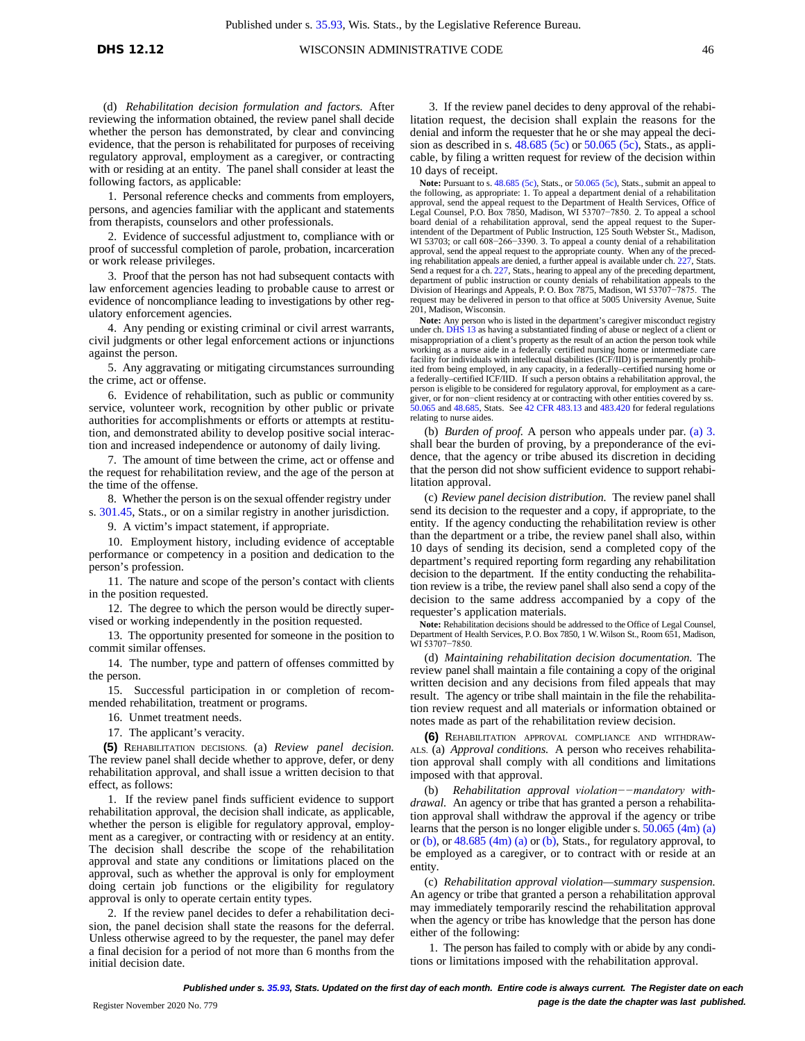(d) *Rehabilitation decision formulation and factors.* After reviewing the information obtained, the review panel shall decide whether the person has demonstrated, by clear and convincing evidence, that the person is rehabilitated for purposes of receiving regulatory approval, employment as a caregiver, or contracting with or residing at an entity. The panel shall consider at least the following factors, as applicable:

1. Personal reference checks and comments from employers, persons, and agencies familiar with the applicant and statements from therapists, counselors and other professionals.

2. Evidence of successful adjustment to, compliance with or proof of successful completion of parole, probation, incarceration or work release privileges.

3. Proof that the person has not had subsequent contacts with law enforcement agencies leading to probable cause to arrest or evidence of noncompliance leading to investigations by other regulatory enforcement agencies.

4. Any pending or existing criminal or civil arrest warrants, civil judgments or other legal enforcement actions or injunctions against the person.

5. Any aggravating or mitigating circumstances surrounding the crime, act or offense.

6. Evidence of rehabilitation, such as public or community service, volunteer work, recognition by other public or private authorities for accomplishments or efforts or attempts at restitution, and demonstrated ability to develop positive social interaction and increased independence or autonomy of daily living.

7. The amount of time between the crime, act or offense and the request for rehabilitation review, and the age of the person at the time of the offense.

8. Whether the person is on the sexual offender registry under s. 301.45, Stats., or on a similar registry in another jurisdiction.

9. A victim's impact statement, if appropriate.

10. Employment history, including evidence of acceptable performance or competency in a position and dedication to the person's profession.

11. The nature and scope of the person's contact with clients in the position requested.

12. The degree to which the person would be directly supervised or working independently in the position requested.

13. The opportunity presented for someone in the position to commit similar offenses.

14. The number, type and pattern of offenses committed by the person.

15. Successful participation in or completion of recommended rehabilitation, treatment or programs.

16. Unmet treatment needs.

17. The applicant's veracity.

**(5)** Rehabilitation decisions. (a) *Review panel decision.* The review panel shall decide whether to approve, defer, or deny rehabilitation approval, and shall issue a written decision to that effect, as follows:

1. If the review panel finds sufficient evidence to support rehabilitation approval, the decision shall indicate, as applicable, whether the person is eligible for regulatory approval, employment as a caregiver, or contracting with or residency at an entity. The decision shall describe the scope of the rehabilitation approval and state any conditions or limitations placed on the approval, such as whether the approval is only for employment doing certain job functions or the eligibility for regulatory approval is only to operate certain entity types.

2. If the review panel decides to defer a rehabilitation decision, the panel decision shall state the reasons for the deferral. Unless otherwise agreed to by the requester, the panel may defer a final decision for a period of not more than 6 months from the initial decision date.

3. If the review panel decides to deny approval of the rehabilitation request, the decision shall explain the reasons for the denial and inform the requester that he or she may appeal the decision as described in s. 48.685 (5c) or 50.065 (5c), Stats., as applicable, by filing a written request for review of the decision within 10 days of receipt.

**Note:** Pursuant to s. 48.685 (5c), Stats., or 50.065 (5c), Stats., submit an appeal to the following, as appropriate: 1. To appeal a department denial of a rehabilitation approval, send the appeal request to the Department of Health Services, Office of Legal Counsel, P.O. Box 7850, Madison, WI 53707−7850. 2. To appeal a school board denial of a rehabilitation approval, send the appeal request to the Superintendent of the Department of Public Instruction, 125 South Webster St., Madison, WI 53703; or call 608−266−3390. 3. To appeal a county denial of a rehabilitation approval, send the appeal request to the appropriate county. When any of the preceding rehabilitation appeals are denied, a further appeal is available under ch. 227, Stats. Send a request for a ch. 227, Stats., hearing to appeal any of the preceding department, department of public instruction or county denials of rehabilitation appeals to the Division of Hearings and Appeals, P. O. Box 7875, Madison, WI 53707−7875. The request may be delivered in person to that office at 5005 University Avenue, Suite 201, Madison, Wisconsin.

**Note:** Any person who is listed in the department's caregiver misconduct registry under ch. DHS 13 as having a substantiated finding of abuse or neglect of a client or misappropriation of a client's property as the result of an action the person took while working as a nurse aide in a federally certified nursing home or intermediate care facility for individuals with intellectual disabilities (ICF/IID) is permanently prohibited from being employed, in any capacity, in a federally−certified nursing home or a federally−certified ICF/IID. If such a person obtains a rehabilitation approval, the person is eligible to be considered for regulatory approval, for employment as a caregiver, or for non−client residency at or contracting with other entities covered by ss. 50.065 and 48.685, Stats. See 42 CFR 483.13 and 483.420 for federal regulations relating to nurse aides.

(b) *Burden of proof.* A person who appeals under par. (a) 3. shall bear the burden of proving, by a preponderance of the evidence, that the agency or tribe abused its discretion in deciding that the person did not show sufficient evidence to support rehabilitation approval.

(c) *Review panel decision distribution.* The review panel shall send its decision to the requester and a copy, if appropriate, to the entity. If the agency conducting the rehabilitation review is other than the department or a tribe, the review panel shall also, within 10 days of sending its decision, send a completed copy of the department's required reporting form regarding any rehabilitation decision to the department. If the entity conducting the rehabilitation review is a tribe, the review panel shall also send a copy of the decision to the same address accompanied by a copy of the requester's application materials.

**Note:** Rehabilitation decisions should be addressed to the Office of Legal Counsel, Department of Health Services, P.O. Box 7850, 1 W. Wilson St., Room 651, Madison, WI 53707−7850.

(d) *Maintaining rehabilitation decision documentation.* The review panel shall maintain a file containing a copy of the original written decision and any decisions from filed appeals that may result. The agency or tribe shall maintain in the file the rehabilitation review request and all materials or information obtained or notes made as part of the rehabilitation review decision.

**(6)** Rehabilitation approval compliance and withdrawals. (a) *Approval conditions.* A person who receives rehabilitation approval shall comply with all conditions and limitations imposed with that approval.

(b) *Rehabilitation approval violation−−mandatory withdrawal.* An agency or tribe that has granted a person a rehabilitation approval shall withdraw the approval if the agency or tribe learns that the person is no longer eligible under s. 50.065 (4m) (a) or (b), or 48.685 (4m) (a) or (b), Stats., for regulatory approval, to be employed as a caregiver, or to contract with or reside at an entity.

(c) *Rehabilitation approval violation—summary suspension.* An agency or tribe that granted a person a rehabilitation approval may immediately temporarily rescind the rehabilitation approval when the agency or tribe has knowledge that the person has done either of the following:

1. The person has failed to comply with or abide by any conditions or limitations imposed with the rehabilitation approval.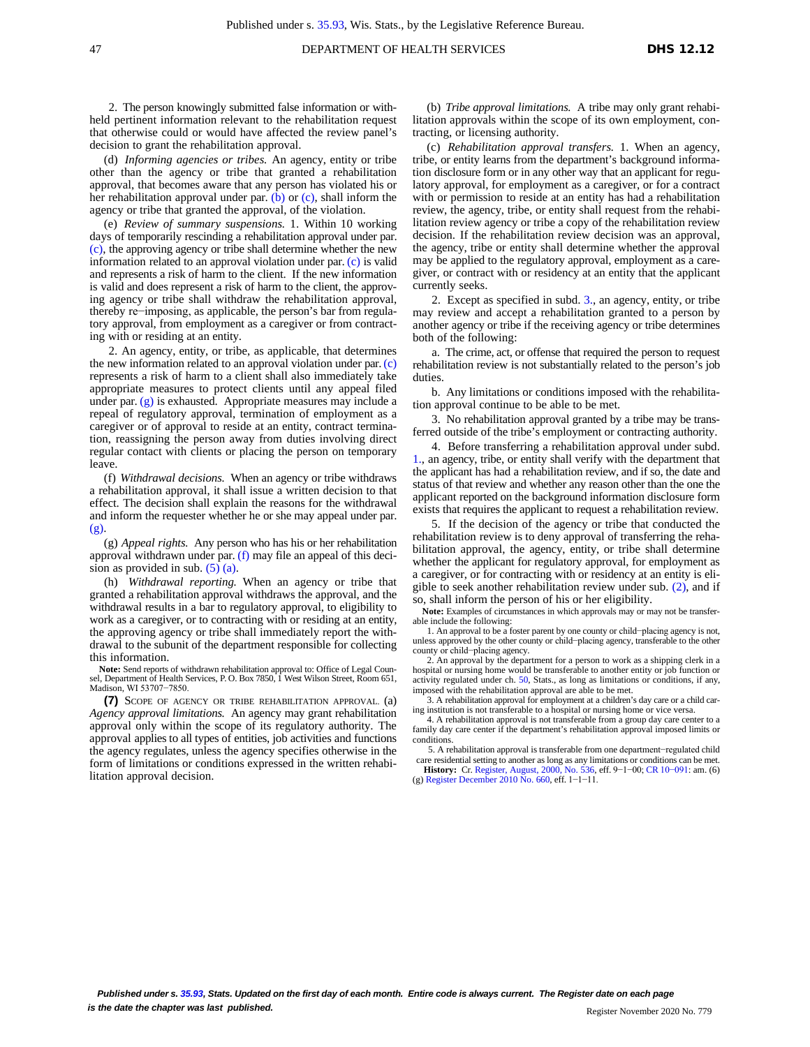2. The person knowingly submitted false information or withheld pertinent information relevant to the rehabilitation request that otherwise could or would have affected the review panel's decision to grant the rehabilitation approval.

(d) *Informing agencies or tribes.* An agency, entity or tribe other than the agency or tribe that granted a rehabilitation approval, that becomes aware that any person has violated his or her rehabilitation approval under par. (b) or (c), shall inform the agency or tribe that granted the approval, of the violation.

(e) *Review of summary suspensions.* 1. Within 10 working days of temporarily rescinding a rehabilitation approval under par. (c), the approving agency or tribe shall determine whether the new information related to an approval violation under par. (c) is valid and represents a risk of harm to the client. If the new information is valid and does represent a risk of harm to the client, the approving agency or tribe shall withdraw the rehabilitation approval, thereby re-imposing, as applicable, the person's bar from regulatory approval, from employment as a caregiver or from contracting with or residing at an entity.

2. An agency, entity, or tribe, as applicable, that determines the new information related to an approval violation under par. (c) represents a risk of harm to a client shall also immediately take appropriate measures to protect clients until any appeal filed under par. (g) is exhausted. Appropriate measures may include a repeal of regulatory approval, termination of employment as a caregiver or of approval to reside at an entity, contract termination, reassigning the person away from duties involving direct regular contact with clients or placing the person on temporary leave.

(f) *Withdrawal decisions.* When an agency or tribe withdraws a rehabilitation approval, it shall issue a written decision to that effect. The decision shall explain the reasons for the withdrawal and inform the requester whether he or she may appeal under par. (g).

(g) *Appeal rights.* Any person who has his or her rehabilitation approval withdrawn under par. (f) may file an appeal of this decision as provided in sub. (5) (a).

(h) *Withdrawal reporting.* When an agency or tribe that granted a rehabilitation approval withdraws the approval, and the withdrawal results in a bar to regulatory approval, to eligibility to work as a caregiver, or to contracting with or residing at an entity, the approving agency or tribe shall immediately report the withdrawal to the subunit of the department responsible for collecting this information.

**Note:** Send reports of withdrawn rehabilitation approval to: Office of Legal Counsel, Department of Health Services, P. O. Box 7850, 1 West Wilson Street, Room 651, Madison, WI 53707-7850.

**(7)** SCOPE OF AGENCY OR TRIBE REHABILITATION APPROVAL. (a) *Agency approval limitations.* An agency may grant rehabilitation approval only within the scope of its regulatory authority. The approval applies to all types of entities, job activities and functions the agency regulates, unless the agency specifies otherwise in the form of limitations or conditions expressed in the written rehabilitation approval decision.

(b) *Tribe approval limitations.* A tribe may only grant rehabilitation approvals within the scope of its own employment, contracting, or licensing authority.

(c) *Rehabilitation approval transfers.* 1. When an agency, tribe, or entity learns from the department's background information disclosure form or in any other way that an applicant for regulatory approval, for employment as a caregiver, or for a contract with or permission to reside at an entity has had a rehabilitation review, the agency, tribe, or entity shall request from the rehabilitation review agency or tribe a copy of the rehabilitation review decision. If the rehabilitation review decision was an approval, the agency, tribe or entity shall determine whether the approval may be applied to the regulatory approval, employment as a caregiver, or contract with or residency at an entity that the applicant currently seeks.

2. Except as specified in subd. 3., an agency, entity, or tribe may review and accept a rehabilitation granted to a person by another agency or tribe if the receiving agency or tribe determines both of the following:

a. The crime, act, or offense that required the person to request rehabilitation review is not substantially related to the person's job duties.

b. Any limitations or conditions imposed with the rehabilitation approval continue to be able to be met.

3. No rehabilitation approval granted by a tribe may be transferred outside of the tribe's employment or contracting authority.

4. Before transferring a rehabilitation approval under subd. 1., an agency, tribe, or entity shall verify with the department that the applicant has had a rehabilitation review, and if so, the date and status of that review and whether any reason other than the one the applicant reported on the background information disclosure form exists that requires the applicant to request a rehabilitation review.

5. If the decision of the agency or tribe that conducted the rehabilitation review is to deny approval of transferring the rehabilitation approval, the agency, entity, or tribe shall determine whether the applicant for regulatory approval, for employment as a caregiver, or for contracting with or residency at an entity is eligible to seek another rehabilitation review under sub. (2), and if so, shall inform the person of his or her eligibility.

**Note:** Examples of circumstances in which approvals may or may not be transferable include the following:

1. An approval to be a foster parent by one county or child-placing agency is not, unless approved by the other county or child-placing agency, transferable to the other county or child-placing agency.

2. An approval by the department for a person to work as a shipping clerk in a hospital or nursing home would be transferable to another entity or job function or activity regulated under ch. 50, Stats., as long as limitations or conditions, if any, imposed with the rehabilitation approval are able to be met.

3. A rehabilitation approval for employment at a children's day care or a child caring institution is not transferable to a hospital or nursing home or vice versa.

4. A rehabilitation approval is not transferable from a group day care center to a family day care center if the department's rehabilitation approval imposed limits or conditions.

5. A rehabilitation approval is transferable from one department-regulated child care residential setting to another as long as any limitations or conditions can be met.

**History:** Cr. Register, August, 2000, No. 536, eff. 9-1-00; CR 10-091: am. (6) (g) Register December 2010 No. 660, eff. 1-1-11.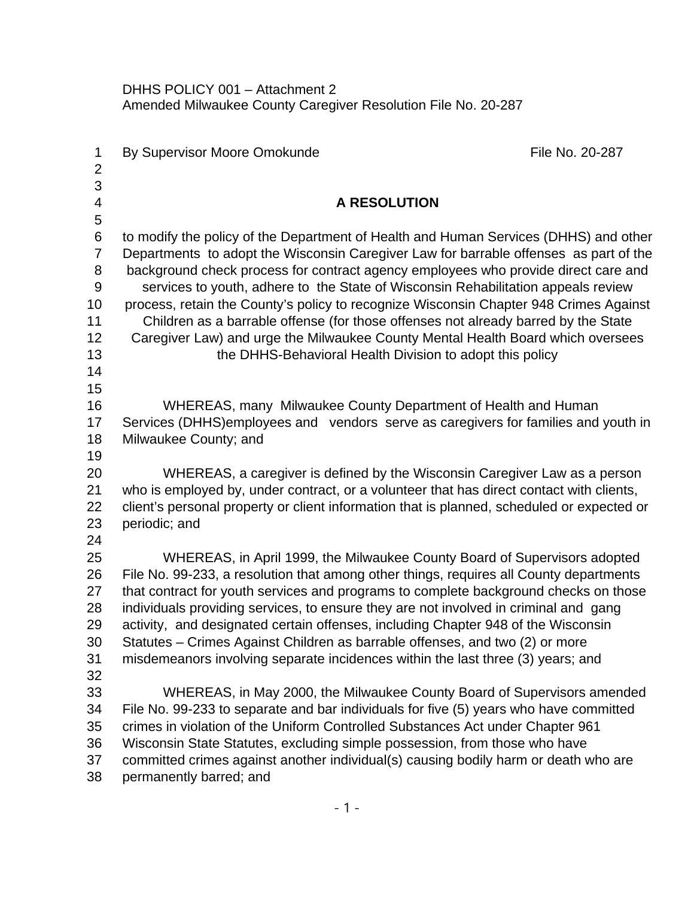DHHS POLICY 001 – Attachment 2
Amended Milwaukee County Caregiver Resolution File No. 20-287

By Supervisor Moore Omokunde File No. 20-287

## A RESOLUTION

to modify the policy of the Department of Health and Human Services (DHHS) and other Departments to adopt the Wisconsin Caregiver Law for barrable offenses as part of the background check process for contract agency employees who provide direct care and services to youth, adhere to the State of Wisconsin Rehabilitation appeals review process, retain the County's policy to recognize Wisconsin Chapter 948 Crimes Against Children as a barrable offense (for those offenses not already barred by the State Caregiver Law) and urge the Milwaukee County Mental Health Board which oversees the DHHS-Behavioral Health Division to adopt this policy

WHEREAS, many Milwaukee County Department of Health and Human Services (DHHS)employees and vendors serve as caregivers for families and youth in Milwaukee County; and

WHEREAS, a caregiver is defined by the Wisconsin Caregiver Law as a person who is employed by, under contract, or a volunteer that has direct contact with clients, client's personal property or client information that is planned, scheduled or expected or periodic; and

WHEREAS, in April 1999, the Milwaukee County Board of Supervisors adopted File No. 99-233, a resolution that among other things, requires all County departments that contract for youth services and programs to complete background checks on those individuals providing services, to ensure they are not involved in criminal and gang activity, and designated certain offenses, including Chapter 948 of the Wisconsin Statutes – Crimes Against Children as barrable offenses, and two (2) or more misdemeanors involving separate incidences within the last three (3) years; and

WHEREAS, in May 2000, the Milwaukee County Board of Supervisors amended File No. 99-233 to separate and bar individuals for five (5) years who have committed crimes in violation of the Uniform Controlled Substances Act under Chapter 961 Wisconsin State Statutes, excluding simple possession, from those who have committed crimes against another individual(s) causing bodily harm or death who are permanently barred; and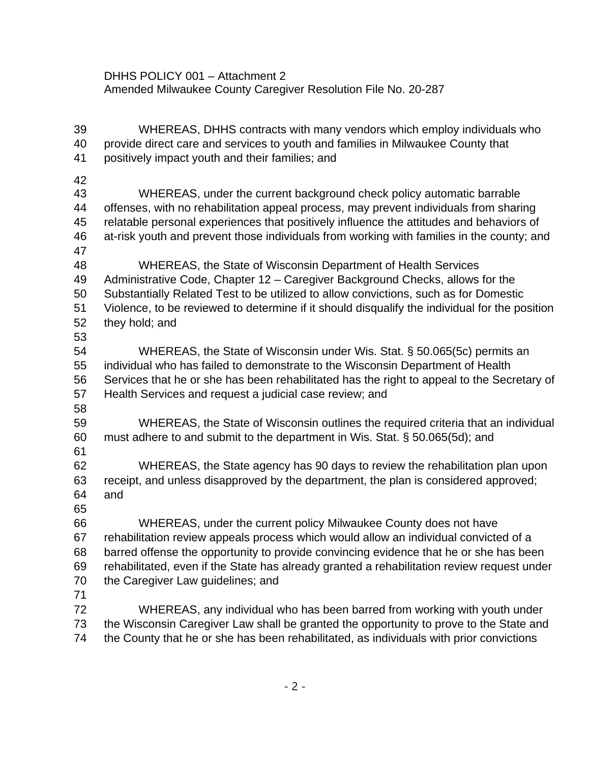DHHS POLICY 001 – Attachment 2
Amended Milwaukee County Caregiver Resolution File No. 20-287

WHEREAS, DHHS contracts with many vendors which employ individuals who provide direct care and services to youth and families in Milwaukee County that positively impact youth and their families; and

WHEREAS, under the current background check policy automatic barrable offenses, with no rehabilitation appeal process, may prevent individuals from sharing relatable personal experiences that positively influence the attitudes and behaviors of at-risk youth and prevent those individuals from working with families in the county; and

WHEREAS, the State of Wisconsin Department of Health Services Administrative Code, Chapter 12 – Caregiver Background Checks, allows for the Substantially Related Test to be utilized to allow convictions, such as for Domestic Violence, to be reviewed to determine if it should disqualify the individual for the position they hold; and

WHEREAS, the State of Wisconsin under Wis. Stat. § 50.065(5c) permits an individual who has failed to demonstrate to the Wisconsin Department of Health Services that he or she has been rehabilitated has the right to appeal to the Secretary of Health Services and request a judicial case review; and

WHEREAS, the State of Wisconsin outlines the required criteria that an individual must adhere to and submit to the department in Wis. Stat. § 50.065(5d); and

WHEREAS, the State agency has 90 days to review the rehabilitation plan upon receipt, and unless disapproved by the department, the plan is considered approved; and

WHEREAS, under the current policy Milwaukee County does not have rehabilitation review appeals process which would allow an individual convicted of a barred offense the opportunity to provide convincing evidence that he or she has been rehabilitated, even if the State has already granted a rehabilitation review request under the Caregiver Law guidelines; and

WHEREAS, any individual who has been barred from working with youth under the Wisconsin Caregiver Law shall be granted the opportunity to prove to the State and the County that he or she has been rehabilitated, as individuals with prior convictions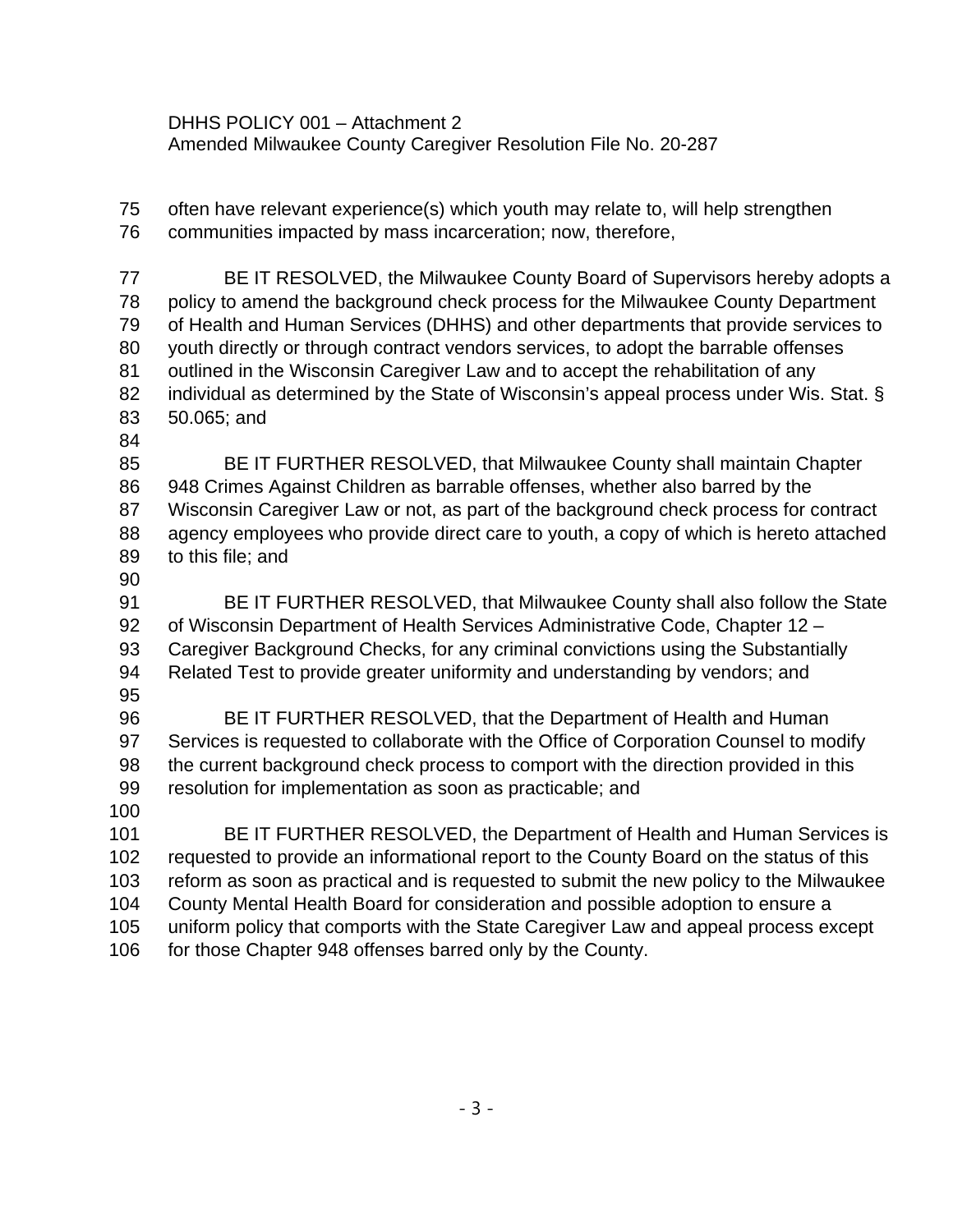often have relevant experience(s) which youth may relate to, will help strengthen communities impacted by mass incarceration; now, therefore,

BE IT RESOLVED, the Milwaukee County Board of Supervisors hereby adopts a policy to amend the background check process for the Milwaukee County Department of Health and Human Services (DHHS) and other departments that provide services to youth directly or through contract vendors services, to adopt the barrable offenses outlined in the Wisconsin Caregiver Law and to accept the rehabilitation of any individual as determined by the State of Wisconsin's appeal process under Wis. Stat. § 50.065; and

BE IT FURTHER RESOLVED, that Milwaukee County shall maintain Chapter 948 Crimes Against Children as barrable offenses, whether also barred by the Wisconsin Caregiver Law or not, as part of the background check process for contract agency employees who provide direct care to youth, a copy of which is hereto attached to this file; and

BE IT FURTHER RESOLVED, that Milwaukee County shall also follow the State of Wisconsin Department of Health Services Administrative Code, Chapter 12 – Caregiver Background Checks, for any criminal convictions using the Substantially Related Test to provide greater uniformity and understanding by vendors; and

BE IT FURTHER RESOLVED, that the Department of Health and Human Services is requested to collaborate with the Office of Corporation Counsel to modify the current background check process to comport with the direction provided in this resolution for implementation as soon as practicable; and

BE IT FURTHER RESOLVED, the Department of Health and Human Services is requested to provide an informational report to the County Board on the status of this reform as soon as practical and is requested to submit the new policy to the Milwaukee County Mental Health Board for consideration and possible adoption to ensure a uniform policy that comports with the State Caregiver Law and appeal process except for those Chapter 948 offenses barred only by the County.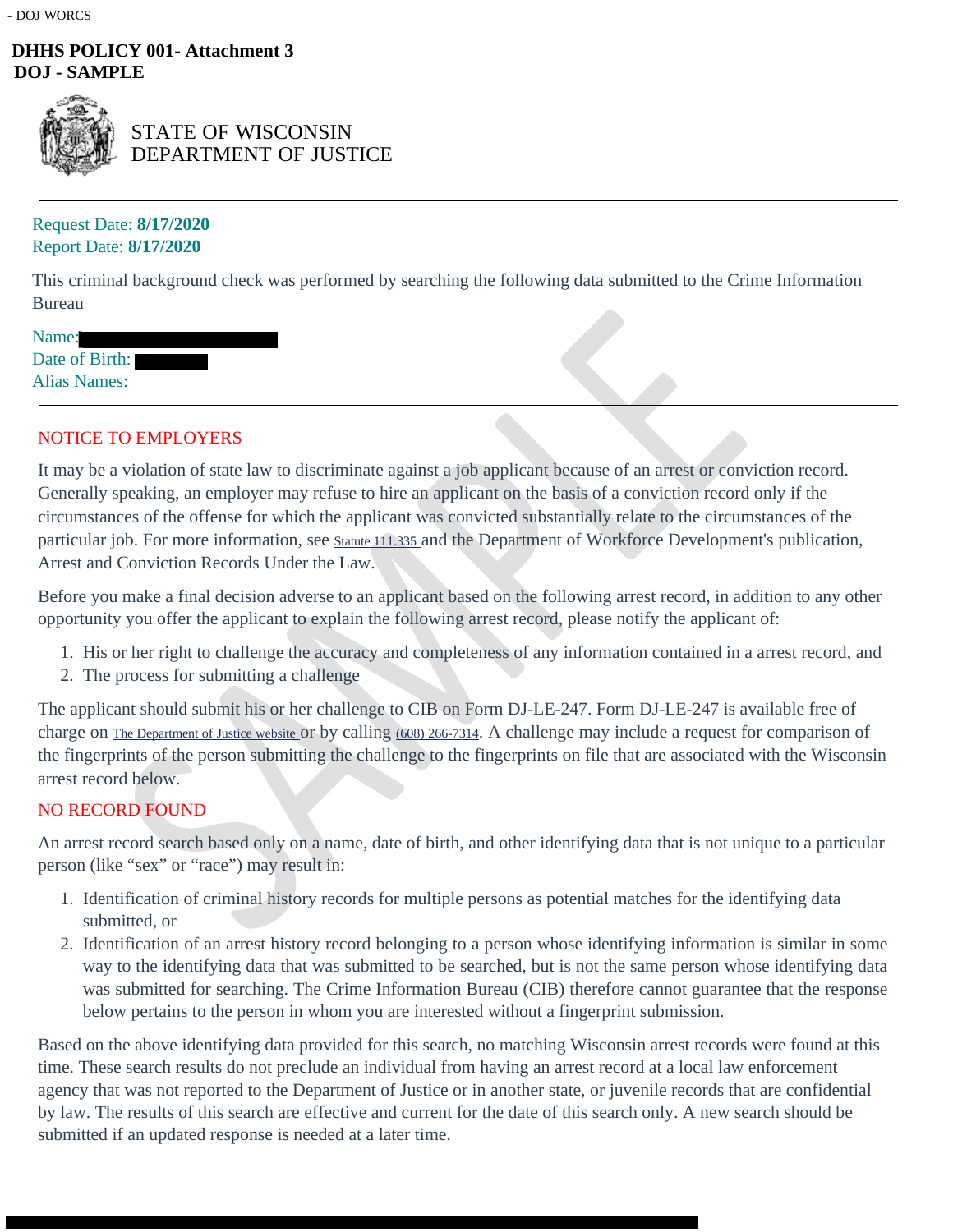- DOJ WORCS

**DHHS POLICY 001- Attachment 3**
**DOJ - SAMPLE**

STATE OF WISCONSIN
DEPARTMENT OF JUSTICE

Request Date: **8/17/2020**
Report Date: **8/17/2020**

This criminal background check was performed by searching the following data submitted to the Crime Information Bureau

Name:
Date of Birth:
Alias Names:

NOTICE TO EMPLOYERS

It may be a violation of state law to discriminate against a job applicant because of an arrest or conviction record. Generally speaking, an employer may refuse to hire an applicant on the basis of a conviction record only if the circumstances of the offense for which the applicant was convicted substantially relate to the circumstances of the particular job. For more information, see Statute 111.335 and the Department of Workforce Development's publication, Arrest and Conviction Records Under the Law.

Before you make a final decision adverse to an applicant based on the following arrest record, in addition to any other opportunity you offer the applicant to explain the following arrest record, please notify the applicant of:

1. His or her right to challenge the accuracy and completeness of any information contained in a arrest record, and
2. The process for submitting a challenge

The applicant should submit his or her challenge to CIB on Form DJ-LE-247. Form DJ-LE-247 is available free of charge on The Department of Justice website or by calling (608) 266-7314. A challenge may include a request for comparison of the fingerprints of the person submitting the challenge to the fingerprints on file that are associated with the Wisconsin arrest record below.

NO RECORD FOUND

An arrest record search based only on a name, date of birth, and other identifying data that is not unique to a particular person (like “sex” or “race”) may result in:

1. Identification of criminal history records for multiple persons as potential matches for the identifying data submitted, or
2. Identification of an arrest history record belonging to a person whose identifying information is similar in some way to the identifying data that was submitted to be searched, but is not the same person whose identifying data was submitted for searching. The Crime Information Bureau (CIB) therefore cannot guarantee that the response below pertains to the person in whom you are interested without a fingerprint submission.

Based on the above identifying data provided for this search, no matching Wisconsin arrest records were found at this time. These search results do not preclude an individual from having an arrest record at a local law enforcement agency that was not reported to the Department of Justice or in another state, or juvenile records that are confidential by law. The results of this search are effective and current for the date of this search only. A new search should be submitted if an updated response is needed at a later time.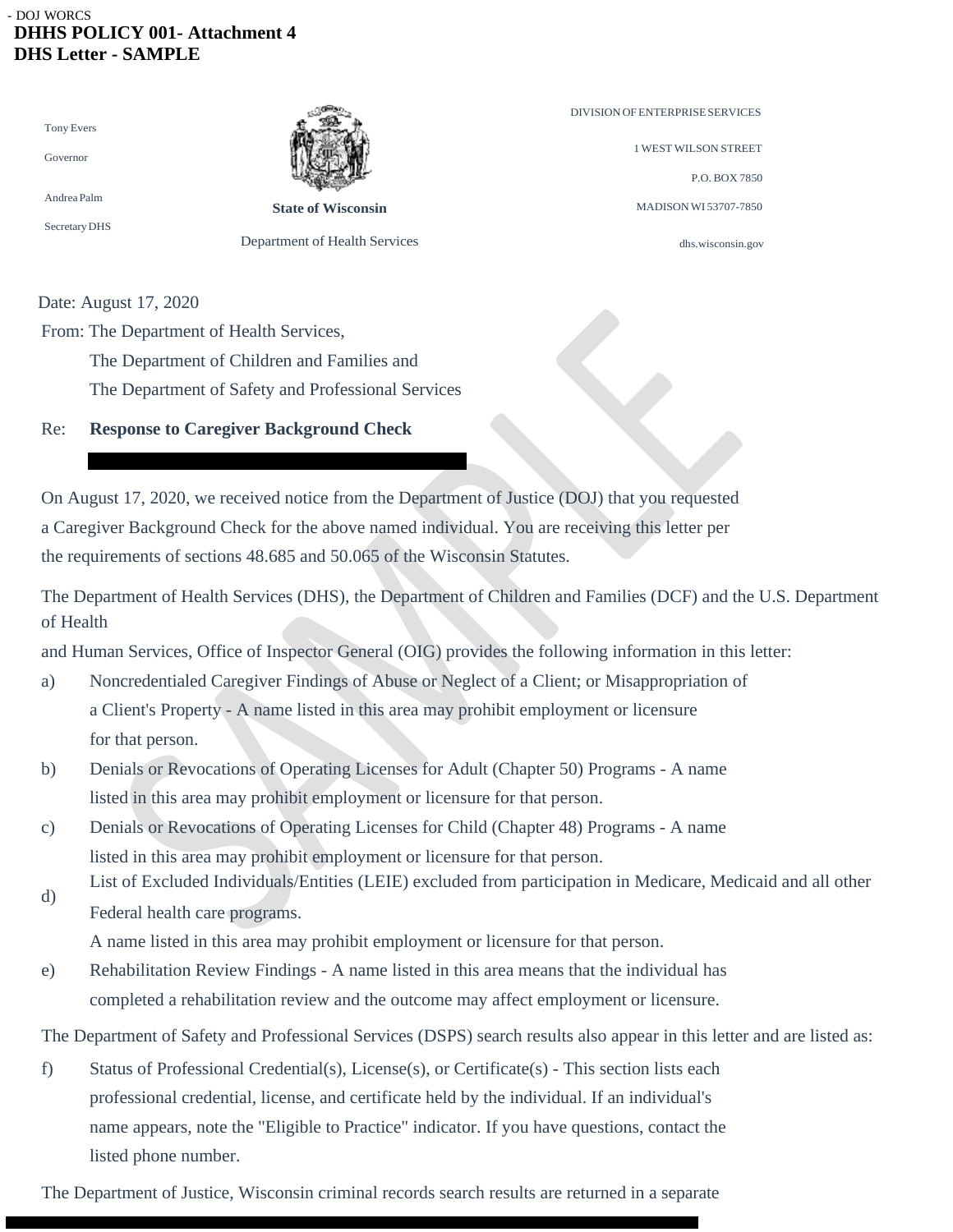- DOJ WORCS

**DHHS POLICY 001- Attachment 4**
**DHS Letter - SAMPLE**

Tony Evers
Governor

Andrea Palm
Secretary DHS

**State of Wisconsin**
Department of Health Services

DIVISION OF ENTERPRISE SERVICES
1 WEST WILSON STREET
P.O. BOX 7850
MADISON WI 53707-7850
dhs.wisconsin.gov

Date: August 17, 2020

From: The Department of Health Services,
The Department of Children and Families and
The Department of Safety and Professional Services

Re: **Response to Caregiver Background Check**

On August 17, 2020, we received notice from the Department of Justice (DOJ) that you requested a Caregiver Background Check for the above named individual. You are receiving this letter per the requirements of sections 48.685 and 50.065 of the Wisconsin Statutes.

The Department of Health Services (DHS), the Department of Children and Families (DCF) and the U.S. Department of Health and Human Services, Office of Inspector General (OIG) provides the following information in this letter:

a) Noncredentialed Caregiver Findings of Abuse or Neglect of a Client; or Misappropriation of a Client's Property - A name listed in this area may prohibit employment or licensure for that person.

b) Denials or Revocations of Operating Licenses for Adult (Chapter 50) Programs - A name listed in this area may prohibit employment or licensure for that person.

c) Denials or Revocations of Operating Licenses for Child (Chapter 48) Programs - A name listed in this area may prohibit employment or licensure for that person.

d) List of Excluded Individuals/Entities (LEIE) excluded from participation in Medicare, Medicaid and all other Federal health care programs.
A name listed in this area may prohibit employment or licensure for that person.

e) Rehabilitation Review Findings - A name listed in this area means that the individual has completed a rehabilitation review and the outcome may affect employment or licensure.

The Department of Safety and Professional Services (DSPS) search results also appear in this letter and are listed as:

f) Status of Professional Credential(s), License(s), or Certificate(s) - This section lists each professional credential, license, and certificate held by the individual. If an individual's name appears, note the "Eligible to Practice" indicator. If you have questions, contact the listed phone number.

The Department of Justice, Wisconsin criminal records search results are returned in a separate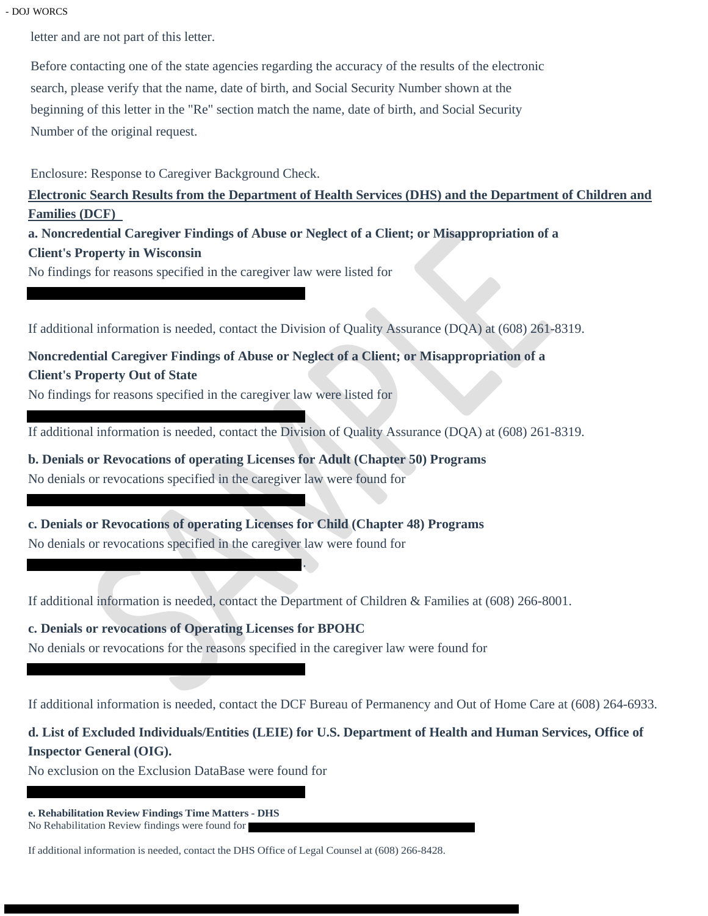letter and are not part of this letter.

Before contacting one of the state agencies regarding the accuracy of the results of the electronic search, please verify that the name, date of birth, and Social Security Number shown at the beginning of this letter in the "Re" section match the name, date of birth, and Social Security Number of the original request.

Enclosure: Response to Caregiver Background Check.

**Electronic Search Results from the Department of Health Services (DHS) and the Department of Children and Families (DCF)**

**a. Noncredential Caregiver Findings of Abuse or Neglect of a Client; or Misappropriation of a Client's Property in Wisconsin**

No findings for reasons specified in the caregiver law were listed for

If additional information is needed, contact the Division of Quality Assurance (DQA) at (608) 261-8319.

**Noncredential Caregiver Findings of Abuse or Neglect of a Client; or Misappropriation of a Client's Property Out of State**

No findings for reasons specified in the caregiver law were listed for

If additional information is needed, contact the Division of Quality Assurance (DQA) at (608) 261-8319.

**b. Denials or Revocations of operating Licenses for Adult (Chapter 50) Programs**

No denials or revocations specified in the caregiver law were found for

**c. Denials or Revocations of operating Licenses for Child (Chapter 48) Programs**

No denials or revocations specified in the caregiver law were found for .

If additional information is needed, contact the Department of Children & Families at (608) 266-8001.

**c. Denials or revocations of Operating Licenses for BPOHC**

No denials or revocations for the reasons specified in the caregiver law were found for

If additional information is needed, contact the DCF Bureau of Permanency and Out of Home Care at (608) 264-6933.

**d. List of Excluded Individuals/Entities (LEIE) for U.S. Department of Health and Human Services, Office of Inspector General (OIG).**

No exclusion on the Exclusion DataBase were found for

**e. Rehabilitation Review Findings Time Matters - DHS**

No Rehabilitation Review findings were found for

If additional information is needed, contact the DHS Office of Legal Counsel at (608) 266-8428.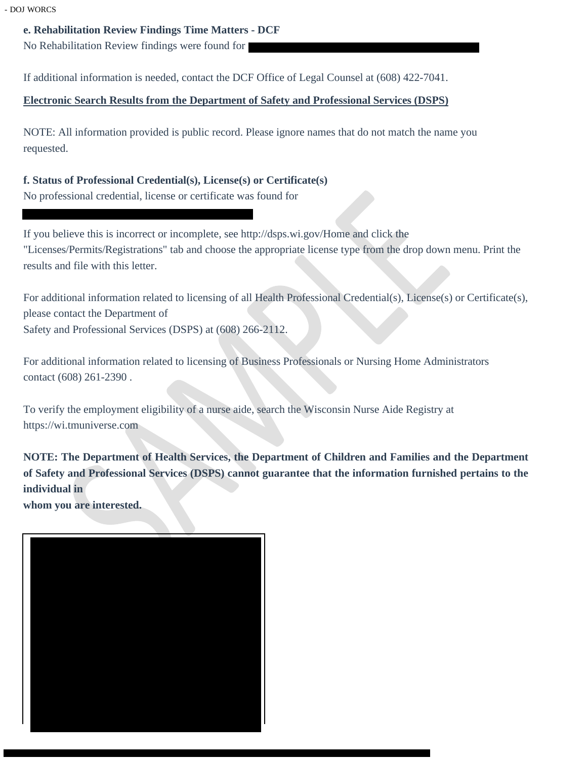**e. Rehabilitation Review Findings Time Matters - DCF**

No Rehabilitation Review findings were found for

If additional information is needed, contact the DCF Office of Legal Counsel at (608) 422-7041.

**Electronic Search Results from the Department of Safety and Professional Services (DSPS)**

NOTE: All information provided is public record. Please ignore names that do not match the name you requested.

**f. Status of Professional Credential(s), License(s) or Certificate(s)**

No professional credential, license or certificate was found for

If you believe this is incorrect or incomplete, see http://dsps.wi.gov/Home and click the "Licenses/Permits/Registrations" tab and choose the appropriate license type from the drop down menu. Print the results and file with this letter.

For additional information related to licensing of all Health Professional Credential(s), License(s) or Certificate(s), please contact the Department of
Safety and Professional Services (DSPS) at (608) 266-2112.

For additional information related to licensing of Business Professionals or Nursing Home Administrators contact (608) 261-2390 .

To verify the employment eligibility of a nurse aide, search the Wisconsin Nurse Aide Registry at https://wi.tmuniverse.com

**NOTE: The Department of Health Services, the Department of Children and Families and the Department of Safety and Professional Services (DSPS) cannot guarantee that the information furnished pertains to the individual in whom you are interested.**